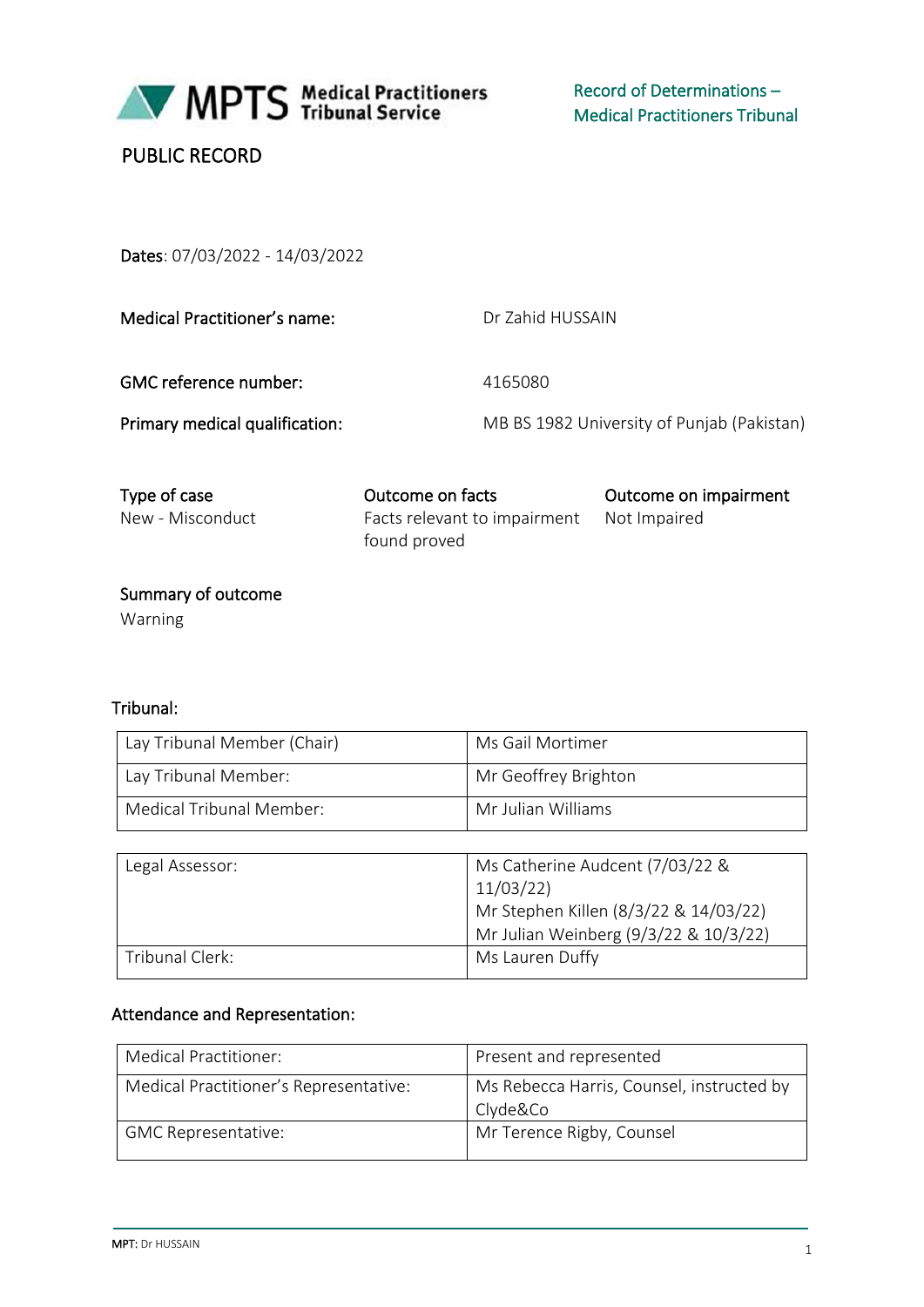MPTS Medical Practitioners Tribunal Service

Record of Determinations – Medical Practitioners Tribunal

PUBLIC RECORD

**Dates**: 07/03/2022 - 14/03/2022

| | |
|---|---|
| **Medical Practitioner's name:** | Dr Zahid HUSSAIN |
| **GMC reference number:** | 4165080 |
| **Primary medical qualification:** | MB BS 1982 University of Punjab (Pakistan) |

| Type of case | Outcome on facts | Outcome on impairment |
|---|---|---|
| New - Misconduct | Facts relevant to impairment found proved | Not Impaired |

**Summary of outcome**

Warning

**Tribunal:**

| | |
|---|---|
| Lay Tribunal Member (Chair) | Ms Gail Mortimer |
| Lay Tribunal Member: | Mr Geoffrey Brighton |
| Medical Tribunal Member: | Mr Julian Williams |

| | |
|---|---|
| Legal Assessor: | Ms Catherine Audcent (7/03/22 & 11/03/22)<br>Mr Stephen Killen (8/3/22 & 14/03/22)<br>Mr Julian Weinberg (9/3/22 & 10/3/22) |
| Tribunal Clerk: | Ms Lauren Duffy |

**Attendance and Representation:**

| | |
|---|---|
| Medical Practitioner: | Present and represented |
| Medical Practitioner's Representative: | Ms Rebecca Harris, Counsel, instructed by Clyde&Co |
| GMC Representative: | Mr Terence Rigby, Counsel |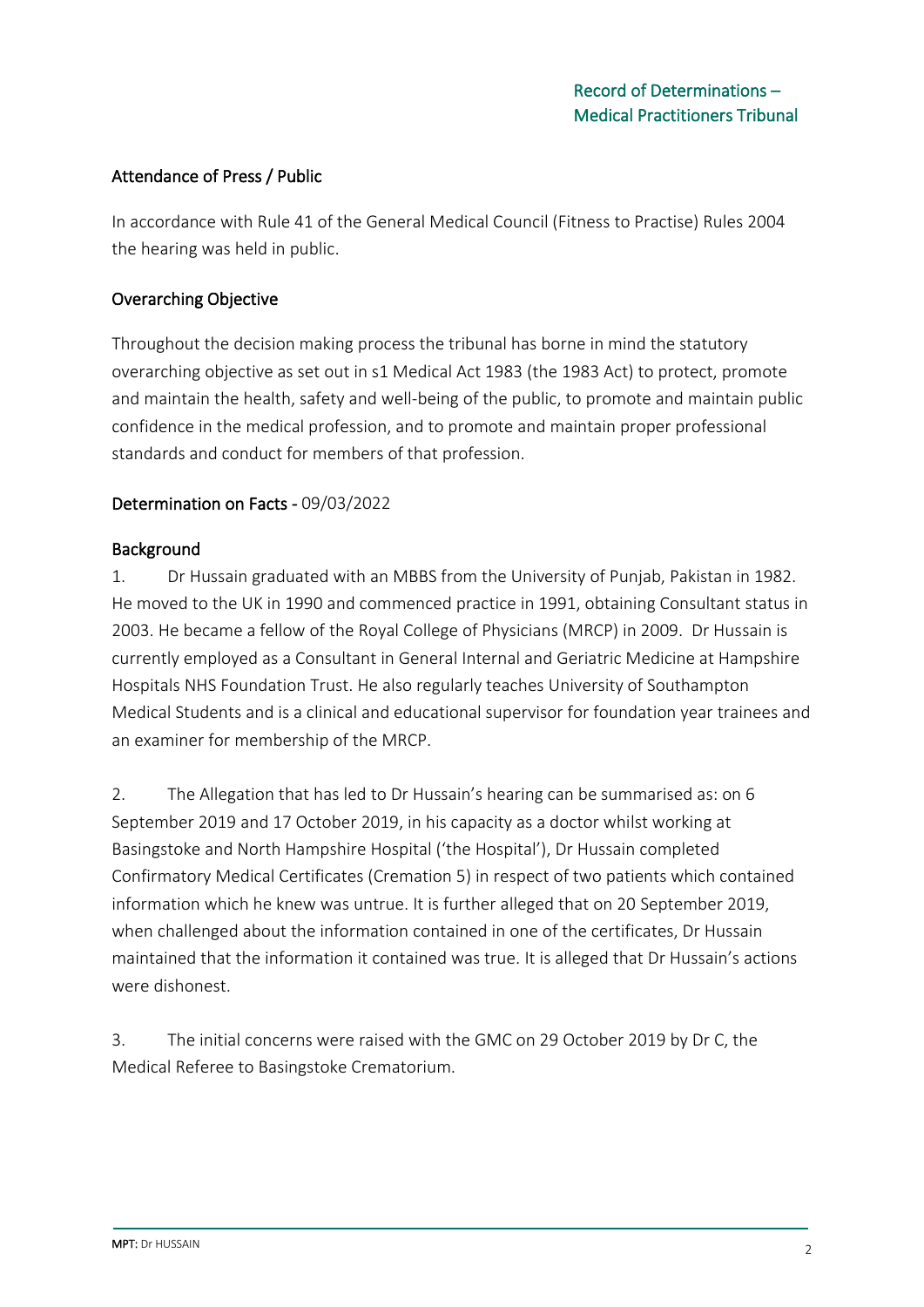## Attendance of Press / Public

In accordance with Rule 41 of the General Medical Council (Fitness to Practise) Rules 2004 the hearing was held in public.

## Overarching Objective

Throughout the decision making process the tribunal has borne in mind the statutory overarching objective as set out in s1 Medical Act 1983 (the 1983 Act) to protect, promote and maintain the health, safety and well-being of the public, to promote and maintain public confidence in the medical profession, and to promote and maintain proper professional standards and conduct for members of that profession.

## Determination on Facts - 09/03/2022

### Background

1. Dr Hussain graduated with an MBBS from the University of Punjab, Pakistan in 1982. He moved to the UK in 1990 and commenced practice in 1991, obtaining Consultant status in 2003. He became a fellow of the Royal College of Physicians (MRCP) in 2009. Dr Hussain is currently employed as a Consultant in General Internal and Geriatric Medicine at Hampshire Hospitals NHS Foundation Trust. He also regularly teaches University of Southampton Medical Students and is a clinical and educational supervisor for foundation year trainees and an examiner for membership of the MRCP.

2. The Allegation that has led to Dr Hussain's hearing can be summarised as: on 6 September 2019 and 17 October 2019, in his capacity as a doctor whilst working at Basingstoke and North Hampshire Hospital ('the Hospital'), Dr Hussain completed Confirmatory Medical Certificates (Cremation 5) in respect of two patients which contained information which he knew was untrue. It is further alleged that on 20 September 2019, when challenged about the information contained in one of the certificates, Dr Hussain maintained that the information it contained was true. It is alleged that Dr Hussain's actions were dishonest.

3. The initial concerns were raised with the GMC on 29 October 2019 by Dr C, the Medical Referee to Basingstoke Crematorium.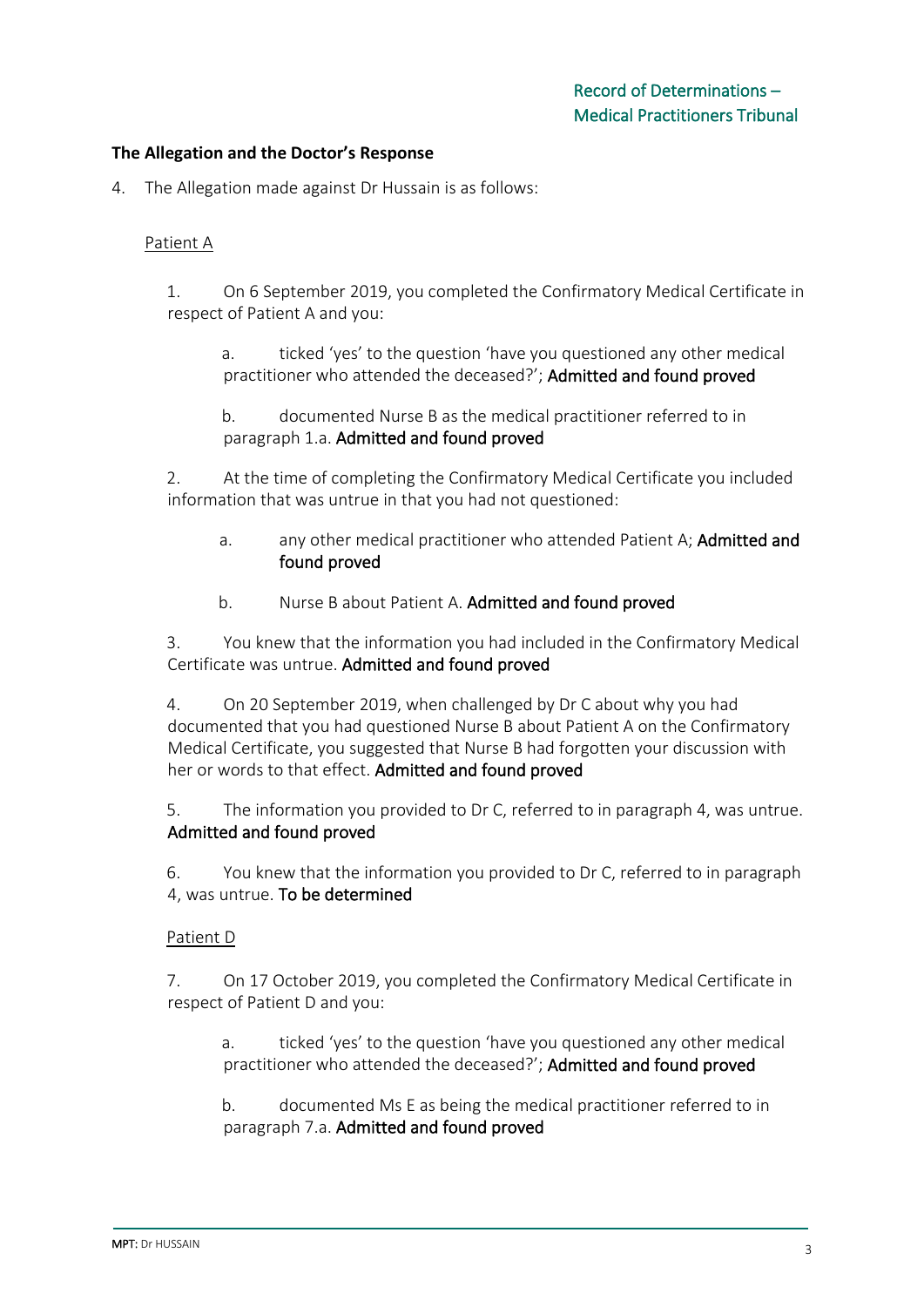### The Allegation and the Doctor's Response

4. The Allegation made against Dr Hussain is as follows:

<u>Patient A</u>

1. On 6 September 2019, you completed the Confirmatory Medical Certificate in respect of Patient A and you:

   a. ticked 'yes' to the question 'have you questioned any other medical practitioner who attended the deceased?'; **Admitted and found proved**

   b. documented Nurse B as the medical practitioner referred to in paragraph 1.a. **Admitted and found proved**

2. At the time of completing the Confirmatory Medical Certificate you included information that was untrue in that you had not questioned:

   a. any other medical practitioner who attended Patient A; **Admitted and found proved**

   b. Nurse B about Patient A. **Admitted and found proved**

3. You knew that the information you had included in the Confirmatory Medical Certificate was untrue. **Admitted and found proved**

4. On 20 September 2019, when challenged by Dr C about why you had documented that you had questioned Nurse B about Patient A on the Confirmatory Medical Certificate, you suggested that Nurse B had forgotten your discussion with her or words to that effect. **Admitted and found proved**

5. The information you provided to Dr C, referred to in paragraph 4, was untrue. **Admitted and found proved**

6. You knew that the information you provided to Dr C, referred to in paragraph 4, was untrue. **To be determined**

<u>Patient D</u>

7. On 17 October 2019, you completed the Confirmatory Medical Certificate in respect of Patient D and you:

   a. ticked 'yes' to the question 'have you questioned any other medical practitioner who attended the deceased?'; **Admitted and found proved**

   b. documented Ms E as being the medical practitioner referred to in paragraph 7.a. **Admitted and found proved**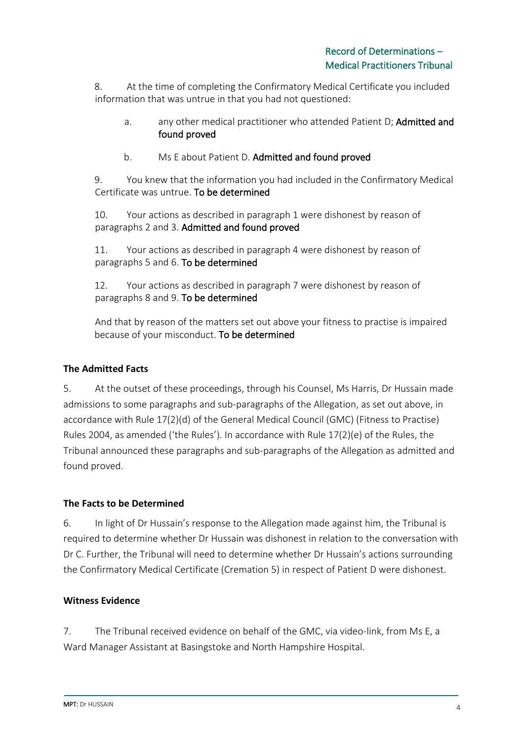8. At the time of completing the Confirmatory Medical Certificate you included information that was untrue in that you had not questioned:

   a. any other medical practitioner who attended Patient D; **Admitted and found proved**

   b. Ms E about Patient D. **Admitted and found proved**

9. You knew that the information you had included in the Confirmatory Medical Certificate was untrue. **To be determined**

10. Your actions as described in paragraph 1 were dishonest by reason of paragraphs 2 and 3. **Admitted and found proved**

11. Your actions as described in paragraph 4 were dishonest by reason of paragraphs 5 and 6. **To be determined**

12. Your actions as described in paragraph 7 were dishonest by reason of paragraphs 8 and 9. **To be determined**

And that by reason of the matters set out above your fitness to practise is impaired because of your misconduct. **To be determined**

**The Admitted Facts**

5. At the outset of these proceedings, through his Counsel, Ms Harris, Dr Hussain made admissions to some paragraphs and sub-paragraphs of the Allegation, as set out above, in accordance with Rule 17(2)(d) of the General Medical Council (GMC) (Fitness to Practise) Rules 2004, as amended ('the Rules'). In accordance with Rule 17(2)(e) of the Rules, the Tribunal announced these paragraphs and sub-paragraphs of the Allegation as admitted and found proved.

**The Facts to be Determined**

6. In light of Dr Hussain's response to the Allegation made against him, the Tribunal is required to determine whether Dr Hussain was dishonest in relation to the conversation with Dr C. Further, the Tribunal will need to determine whether Dr Hussain's actions surrounding the Confirmatory Medical Certificate (Cremation 5) in respect of Patient D were dishonest.

**Witness Evidence**

7. The Tribunal received evidence on behalf of the GMC, via video-link, from Ms E, a Ward Manager Assistant at Basingstoke and North Hampshire Hospital.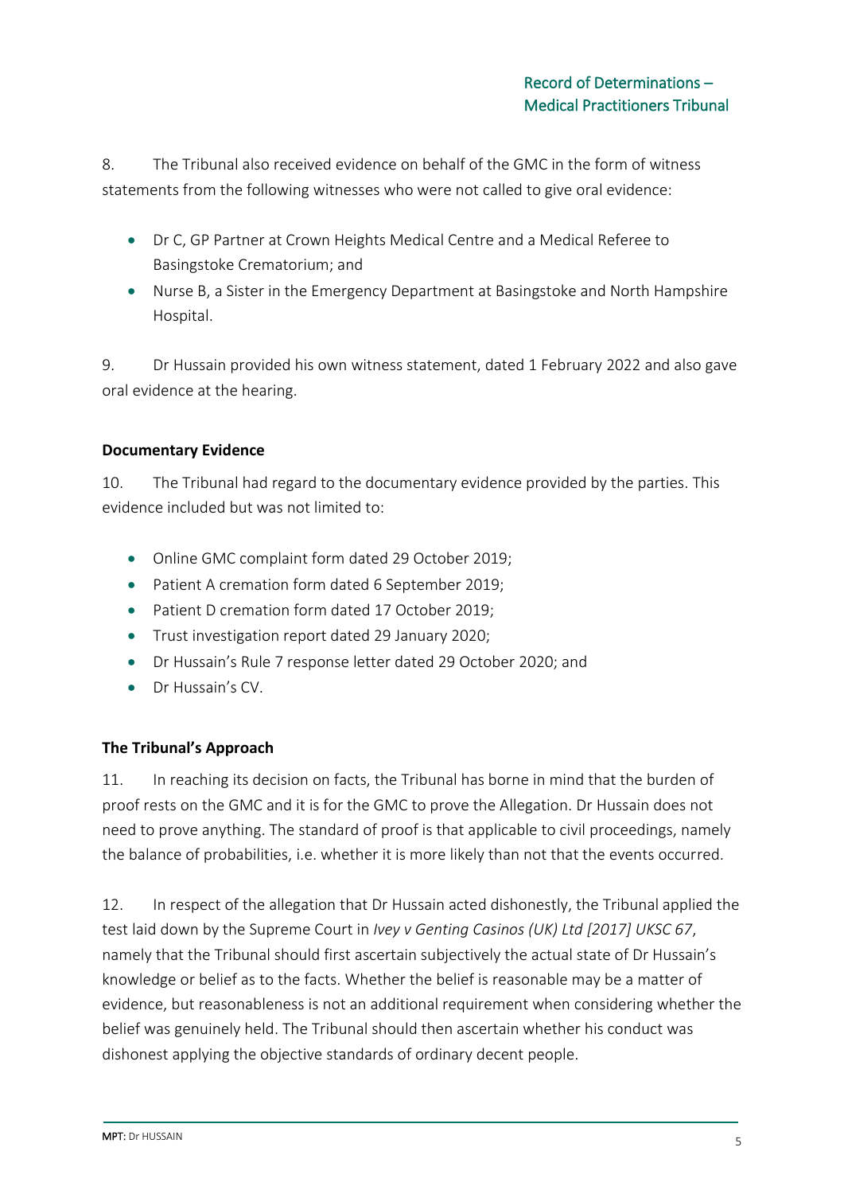8. The Tribunal also received evidence on behalf of the GMC in the form of witness statements from the following witnesses who were not called to give oral evidence:

- Dr C, GP Partner at Crown Heights Medical Centre and a Medical Referee to Basingstoke Crematorium; and
- Nurse B, a Sister in the Emergency Department at Basingstoke and North Hampshire Hospital.

9. Dr Hussain provided his own witness statement, dated 1 February 2022 and also gave oral evidence at the hearing.

**Documentary Evidence**

10. The Tribunal had regard to the documentary evidence provided by the parties. This evidence included but was not limited to:

- Online GMC complaint form dated 29 October 2019;
- Patient A cremation form dated 6 September 2019;
- Patient D cremation form dated 17 October 2019;
- Trust investigation report dated 29 January 2020;
- Dr Hussain's Rule 7 response letter dated 29 October 2020; and
- Dr Hussain's CV.

**The Tribunal's Approach**

11. In reaching its decision on facts, the Tribunal has borne in mind that the burden of proof rests on the GMC and it is for the GMC to prove the Allegation. Dr Hussain does not need to prove anything. The standard of proof is that applicable to civil proceedings, namely the balance of probabilities, i.e. whether it is more likely than not that the events occurred.

12. In respect of the allegation that Dr Hussain acted dishonestly, the Tribunal applied the test laid down by the Supreme Court in *Ivey v Genting Casinos (UK) Ltd [2017] UKSC 67*, namely that the Tribunal should first ascertain subjectively the actual state of Dr Hussain's knowledge or belief as to the facts. Whether the belief is reasonable may be a matter of evidence, but reasonableness is not an additional requirement when considering whether the belief was genuinely held. The Tribunal should then ascertain whether his conduct was dishonest applying the objective standards of ordinary decent people.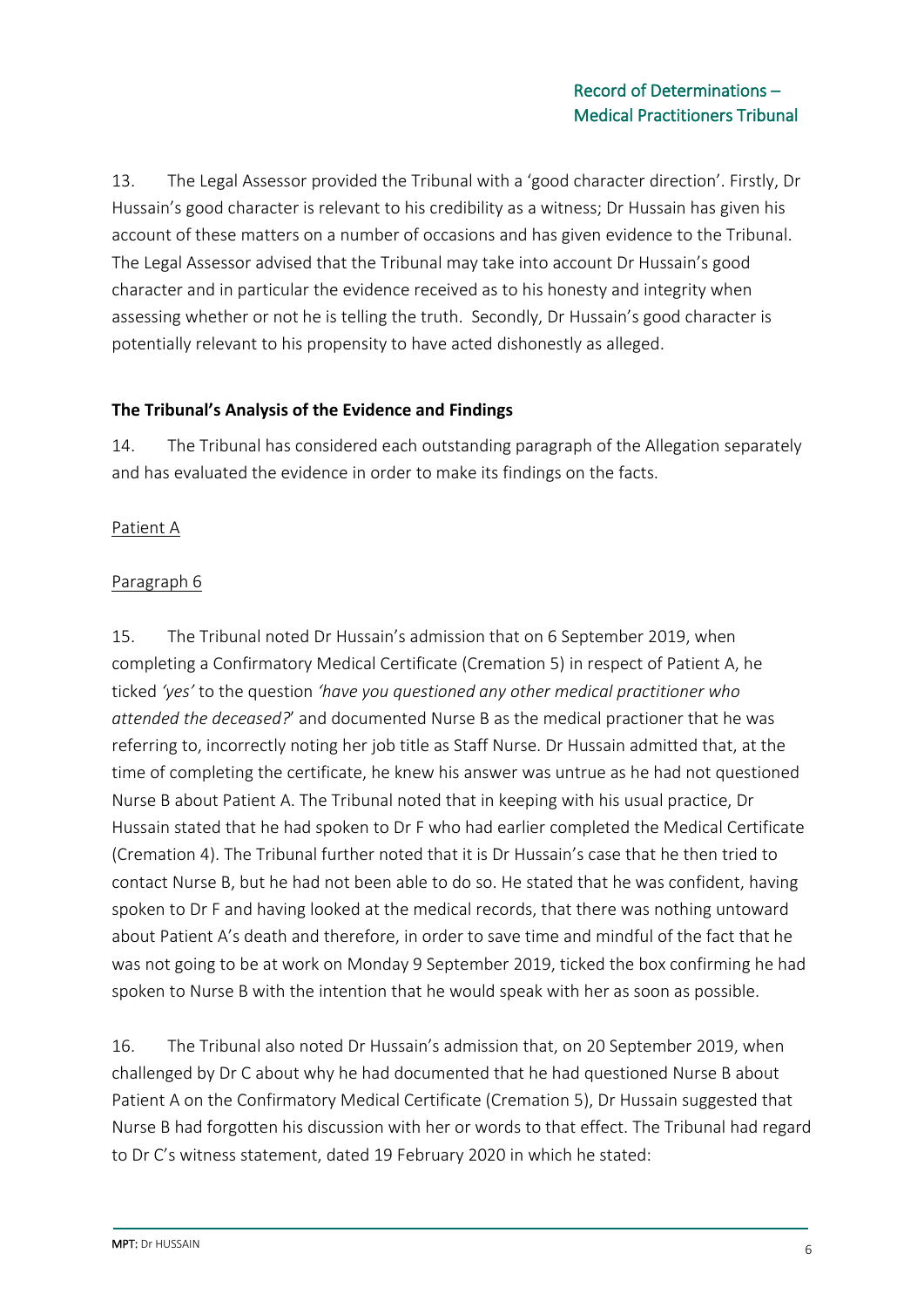13. The Legal Assessor provided the Tribunal with a 'good character direction'. Firstly, Dr Hussain's good character is relevant to his credibility as a witness; Dr Hussain has given his account of these matters on a number of occasions and has given evidence to the Tribunal. The Legal Assessor advised that the Tribunal may take into account Dr Hussain's good character and in particular the evidence received as to his honesty and integrity when assessing whether or not he is telling the truth. Secondly, Dr Hussain's good character is potentially relevant to his propensity to have acted dishonestly as alleged.

**The Tribunal's Analysis of the Evidence and Findings**

14. The Tribunal has considered each outstanding paragraph of the Allegation separately and has evaluated the evidence in order to make its findings on the facts.

Patient A

Paragraph 6

15. The Tribunal noted Dr Hussain's admission that on 6 September 2019, when completing a Confirmatory Medical Certificate (Cremation 5) in respect of Patient A, he ticked *'yes'* to the question *'have you questioned any other medical practitioner who attended the deceased?*' and documented Nurse B as the medical practioner that he was referring to, incorrectly noting her job title as Staff Nurse. Dr Hussain admitted that, at the time of completing the certificate, he knew his answer was untrue as he had not questioned Nurse B about Patient A. The Tribunal noted that in keeping with his usual practice, Dr Hussain stated that he had spoken to Dr F who had earlier completed the Medical Certificate (Cremation 4). The Tribunal further noted that it is Dr Hussain's case that he then tried to contact Nurse B, but he had not been able to do so. He stated that he was confident, having spoken to Dr F and having looked at the medical records, that there was nothing untoward about Patient A's death and therefore, in order to save time and mindful of the fact that he was not going to be at work on Monday 9 September 2019, ticked the box confirming he had spoken to Nurse B with the intention that he would speak with her as soon as possible.

16. The Tribunal also noted Dr Hussain's admission that, on 20 September 2019, when challenged by Dr C about why he had documented that he had questioned Nurse B about Patient A on the Confirmatory Medical Certificate (Cremation 5), Dr Hussain suggested that Nurse B had forgotten his discussion with her or words to that effect. The Tribunal had regard to Dr C's witness statement, dated 19 February 2020 in which he stated: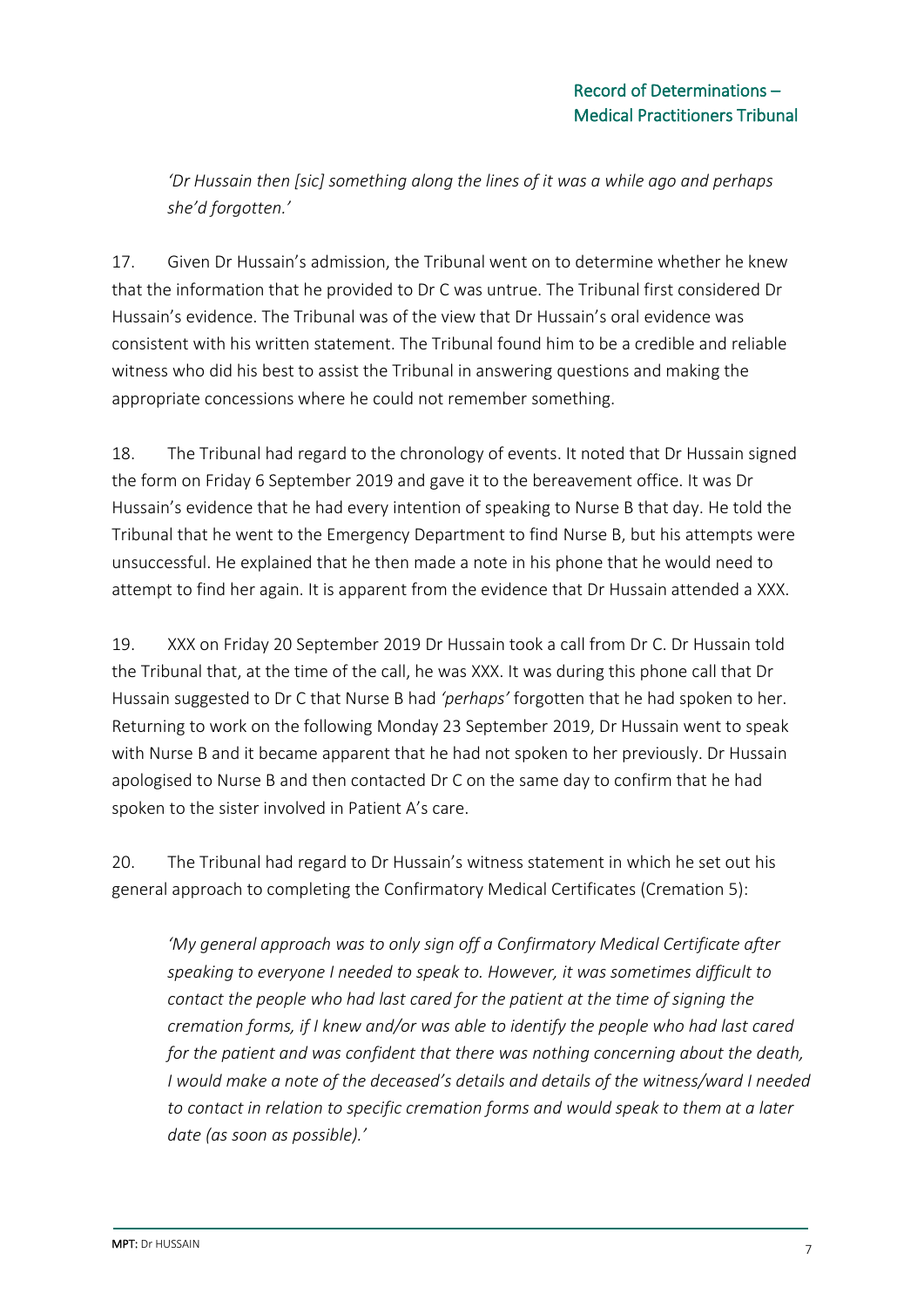*'Dr Hussain then [sic] something along the lines of it was a while ago and perhaps she'd forgotten.'*

17. Given Dr Hussain's admission, the Tribunal went on to determine whether he knew that the information that he provided to Dr C was untrue. The Tribunal first considered Dr Hussain's evidence. The Tribunal was of the view that Dr Hussain's oral evidence was consistent with his written statement. The Tribunal found him to be a credible and reliable witness who did his best to assist the Tribunal in answering questions and making the appropriate concessions where he could not remember something.

18. The Tribunal had regard to the chronology of events. It noted that Dr Hussain signed the form on Friday 6 September 2019 and gave it to the bereavement office. It was Dr Hussain's evidence that he had every intention of speaking to Nurse B that day. He told the Tribunal that he went to the Emergency Department to find Nurse B, but his attempts were unsuccessful. He explained that he then made a note in his phone that he would need to attempt to find her again. It is apparent from the evidence that Dr Hussain attended a XXX.

19. XXX on Friday 20 September 2019 Dr Hussain took a call from Dr C. Dr Hussain told the Tribunal that, at the time of the call, he was XXX. It was during this phone call that Dr Hussain suggested to Dr C that Nurse B had *'perhaps'* forgotten that he had spoken to her. Returning to work on the following Monday 23 September 2019, Dr Hussain went to speak with Nurse B and it became apparent that he had not spoken to her previously. Dr Hussain apologised to Nurse B and then contacted Dr C on the same day to confirm that he had spoken to the sister involved in Patient A's care.

20. The Tribunal had regard to Dr Hussain's witness statement in which he set out his general approach to completing the Confirmatory Medical Certificates (Cremation 5):

> *'My general approach was to only sign off a Confirmatory Medical Certificate after speaking to everyone I needed to speak to. However, it was sometimes difficult to contact the people who had last cared for the patient at the time of signing the cremation forms, if I knew and/or was able to identify the people who had last cared for the patient and was confident that there was nothing concerning about the death, I would make a note of the deceased's details and details of the witness/ward I needed to contact in relation to specific cremation forms and would speak to them at a later date (as soon as possible).'*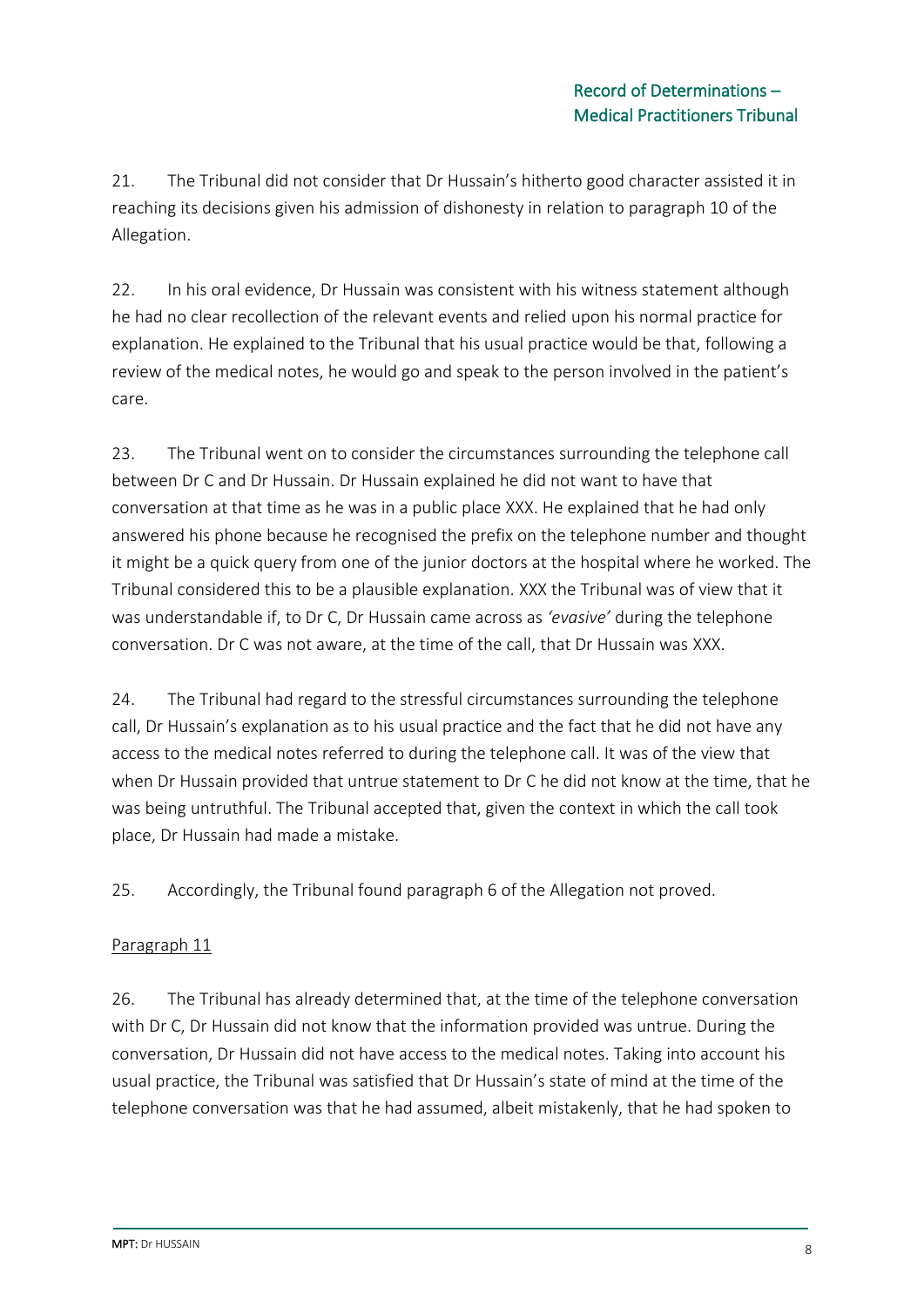21. The Tribunal did not consider that Dr Hussain's hitherto good character assisted it in reaching its decisions given his admission of dishonesty in relation to paragraph 10 of the Allegation.

22. In his oral evidence, Dr Hussain was consistent with his witness statement although he had no clear recollection of the relevant events and relied upon his normal practice for explanation. He explained to the Tribunal that his usual practice would be that, following a review of the medical notes, he would go and speak to the person involved in the patient's care.

23. The Tribunal went on to consider the circumstances surrounding the telephone call between Dr C and Dr Hussain. Dr Hussain explained he did not want to have that conversation at that time as he was in a public place XXX. He explained that he had only answered his phone because he recognised the prefix on the telephone number and thought it might be a quick query from one of the junior doctors at the hospital where he worked. The Tribunal considered this to be a plausible explanation. XXX the Tribunal was of view that it was understandable if, to Dr C, Dr Hussain came across as *'evasive'* during the telephone conversation. Dr C was not aware, at the time of the call, that Dr Hussain was XXX.

24. The Tribunal had regard to the stressful circumstances surrounding the telephone call, Dr Hussain's explanation as to his usual practice and the fact that he did not have any access to the medical notes referred to during the telephone call. It was of the view that when Dr Hussain provided that untrue statement to Dr C he did not know at the time, that he was being untruthful. The Tribunal accepted that, given the context in which the call took place, Dr Hussain had made a mistake.

25. Accordingly, the Tribunal found paragraph 6 of the Allegation not proved.

<u>Paragraph 11</u>

26. The Tribunal has already determined that, at the time of the telephone conversation with Dr C, Dr Hussain did not know that the information provided was untrue. During the conversation, Dr Hussain did not have access to the medical notes. Taking into account his usual practice, the Tribunal was satisfied that Dr Hussain's state of mind at the time of the telephone conversation was that he had assumed, albeit mistakenly, that he had spoken to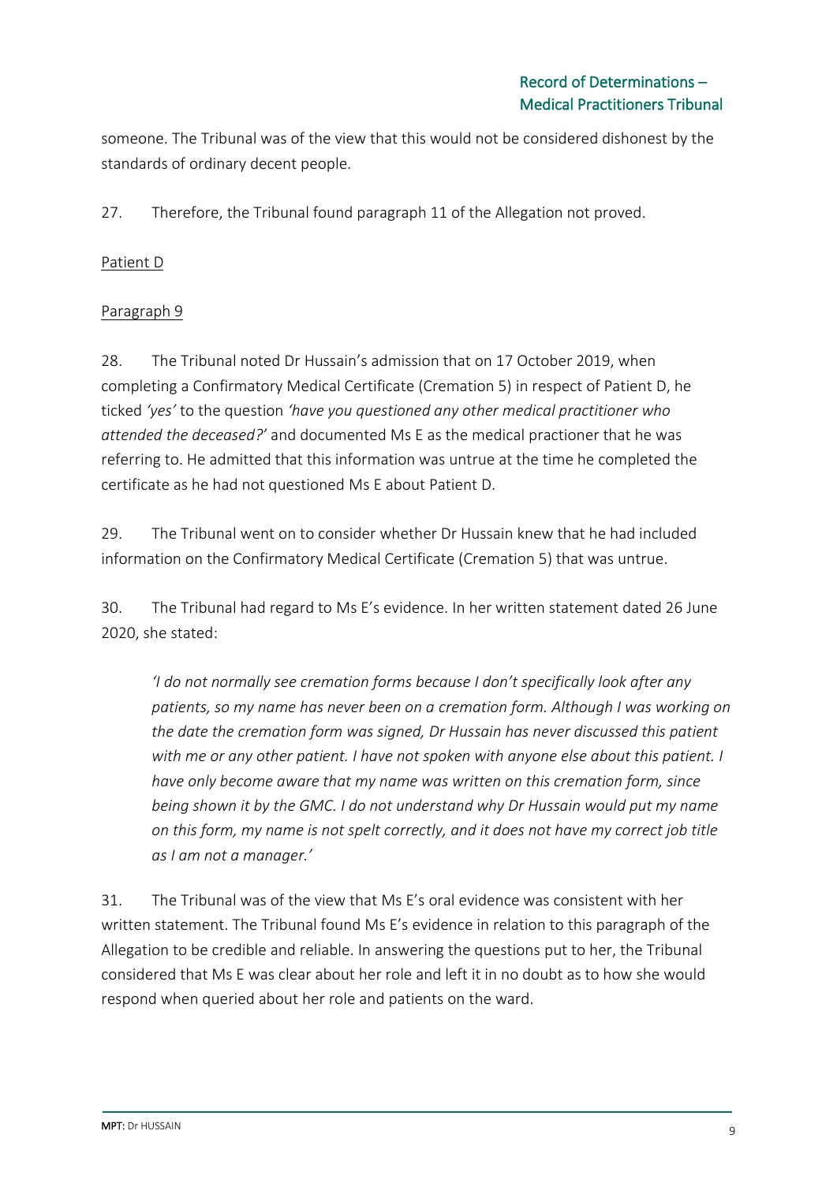someone. The Tribunal was of the view that this would not be considered dishonest by the standards of ordinary decent people.

27. Therefore, the Tribunal found paragraph 11 of the Allegation not proved.

Patient D

Paragraph 9

28. The Tribunal noted Dr Hussain's admission that on 17 October 2019, when completing a Confirmatory Medical Certificate (Cremation 5) in respect of Patient D, he ticked *'yes'* to the question *'have you questioned any other medical practitioner who attended the deceased?'* and documented Ms E as the medical practioner that he was referring to. He admitted that this information was untrue at the time he completed the certificate as he had not questioned Ms E about Patient D.

29. The Tribunal went on to consider whether Dr Hussain knew that he had included information on the Confirmatory Medical Certificate (Cremation 5) that was untrue.

30. The Tribunal had regard to Ms E's evidence. In her written statement dated 26 June 2020, she stated:

> *'I do not normally see cremation forms because I don't specifically look after any patients, so my name has never been on a cremation form. Although I was working on the date the cremation form was signed, Dr Hussain has never discussed this patient with me or any other patient. I have not spoken with anyone else about this patient. I have only become aware that my name was written on this cremation form, since being shown it by the GMC. I do not understand why Dr Hussain would put my name on this form, my name is not spelt correctly, and it does not have my correct job title as I am not a manager.'*

31. The Tribunal was of the view that Ms E's oral evidence was consistent with her written statement. The Tribunal found Ms E's evidence in relation to this paragraph of the Allegation to be credible and reliable. In answering the questions put to her, the Tribunal considered that Ms E was clear about her role and left it in no doubt as to how she would respond when queried about her role and patients on the ward.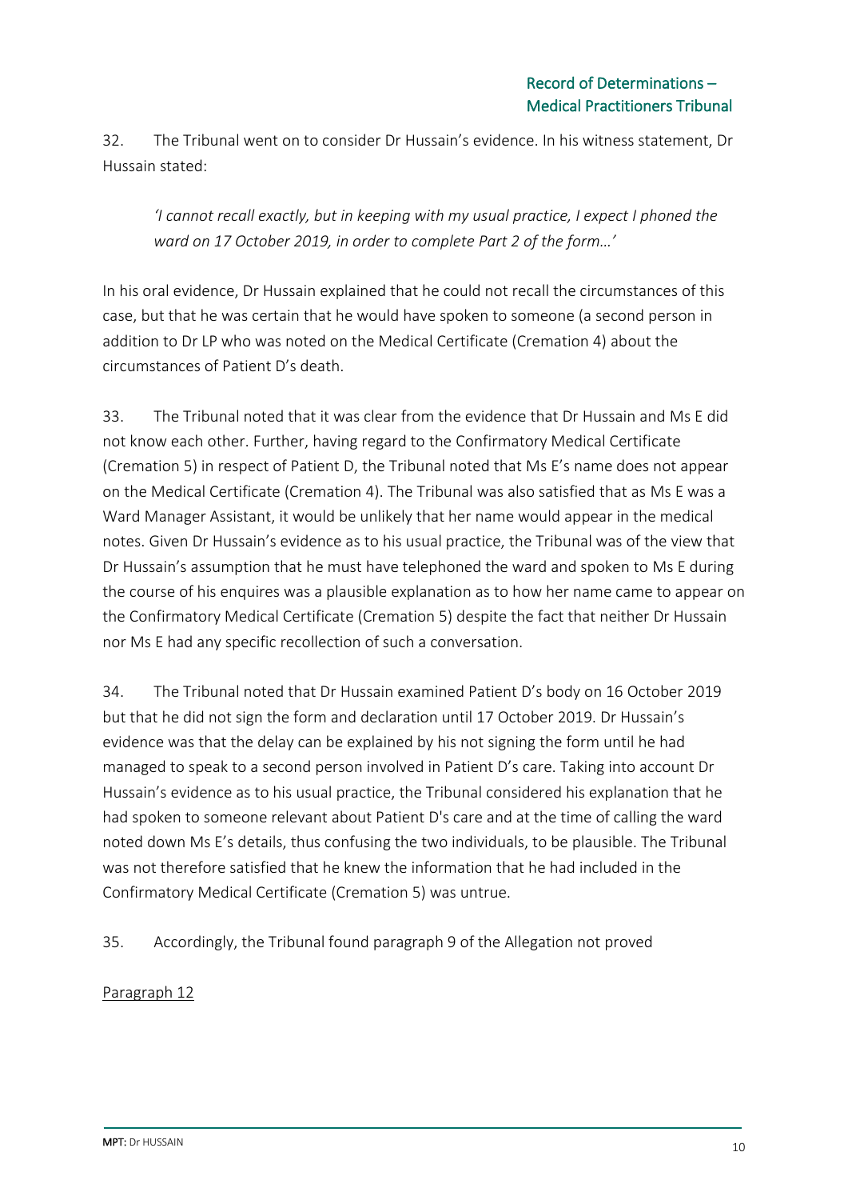32. The Tribunal went on to consider Dr Hussain's evidence. In his witness statement, Dr Hussain stated:

> *'I cannot recall exactly, but in keeping with my usual practice, I expect I phoned the ward on 17 October 2019, in order to complete Part 2 of the form…'*

In his oral evidence, Dr Hussain explained that he could not recall the circumstances of this case, but that he was certain that he would have spoken to someone (a second person in addition to Dr LP who was noted on the Medical Certificate (Cremation 4) about the circumstances of Patient D's death.

33. The Tribunal noted that it was clear from the evidence that Dr Hussain and Ms E did not know each other. Further, having regard to the Confirmatory Medical Certificate (Cremation 5) in respect of Patient D, the Tribunal noted that Ms E's name does not appear on the Medical Certificate (Cremation 4). The Tribunal was also satisfied that as Ms E was a Ward Manager Assistant, it would be unlikely that her name would appear in the medical notes. Given Dr Hussain's evidence as to his usual practice, the Tribunal was of the view that Dr Hussain's assumption that he must have telephoned the ward and spoken to Ms E during the course of his enquires was a plausible explanation as to how her name came to appear on the Confirmatory Medical Certificate (Cremation 5) despite the fact that neither Dr Hussain nor Ms E had any specific recollection of such a conversation.

34. The Tribunal noted that Dr Hussain examined Patient D's body on 16 October 2019 but that he did not sign the form and declaration until 17 October 2019. Dr Hussain's evidence was that the delay can be explained by his not signing the form until he had managed to speak to a second person involved in Patient D's care. Taking into account Dr Hussain's evidence as to his usual practice, the Tribunal considered his explanation that he had spoken to someone relevant about Patient D's care and at the time of calling the ward noted down Ms E's details, thus confusing the two individuals, to be plausible. The Tribunal was not therefore satisfied that he knew the information that he had included in the Confirmatory Medical Certificate (Cremation 5) was untrue.

35. Accordingly, the Tribunal found paragraph 9 of the Allegation not proved

<u>Paragraph 12</u>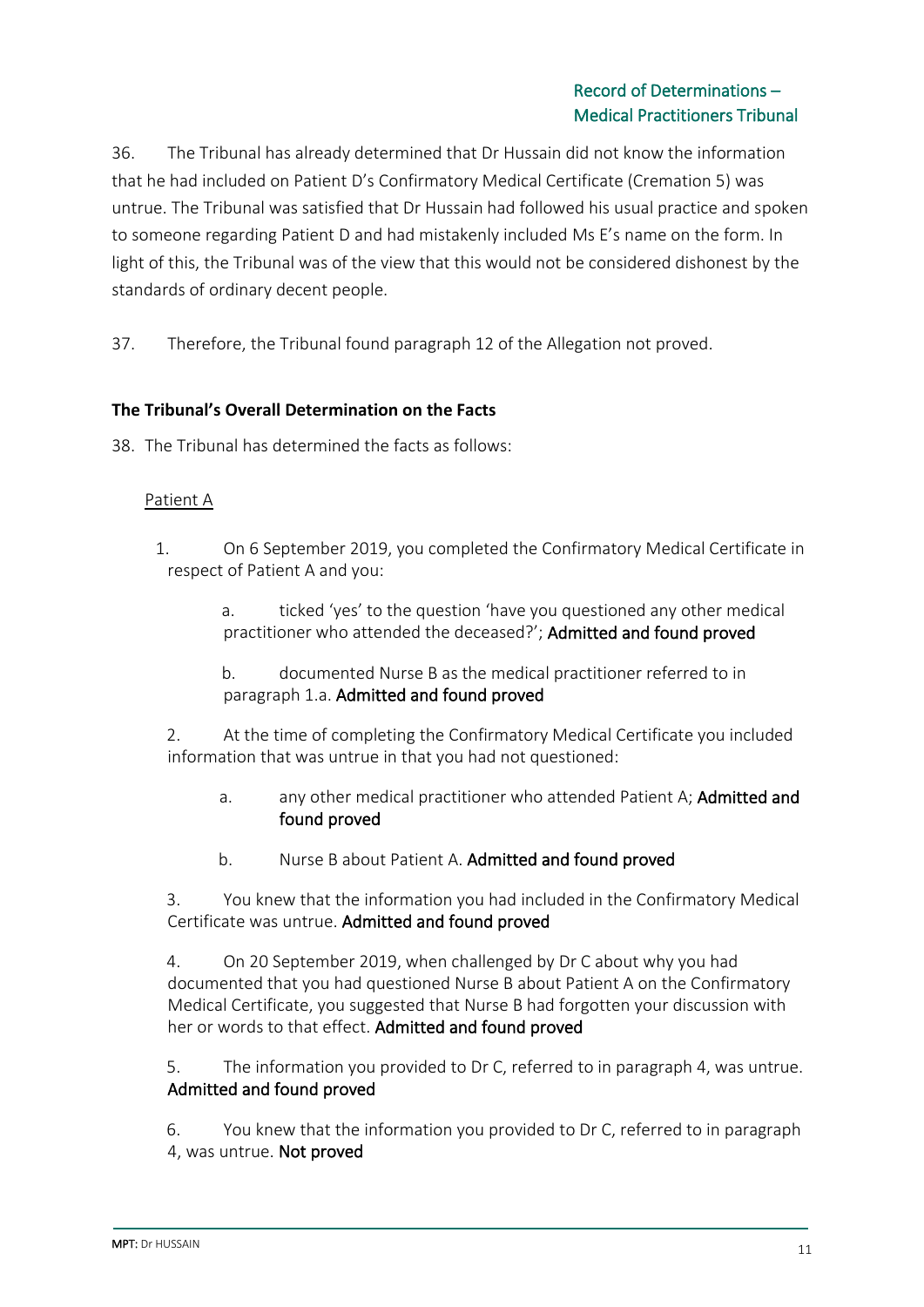36. The Tribunal has already determined that Dr Hussain did not know the information that he had included on Patient D's Confirmatory Medical Certificate (Cremation 5) was untrue. The Tribunal was satisfied that Dr Hussain had followed his usual practice and spoken to someone regarding Patient D and had mistakenly included Ms E's name on the form. In light of this, the Tribunal was of the view that this would not be considered dishonest by the standards of ordinary decent people.

37. Therefore, the Tribunal found paragraph 12 of the Allegation not proved.

**The Tribunal's Overall Determination on the Facts**

38. The Tribunal has determined the facts as follows:

<u>Patient A</u>

1. On 6 September 2019, you completed the Confirmatory Medical Certificate in respect of Patient A and you:

    a. ticked 'yes' to the question 'have you questioned any other medical practitioner who attended the deceased?'; **Admitted and found proved**

    b. documented Nurse B as the medical practitioner referred to in paragraph 1.a. **Admitted and found proved**

2. At the time of completing the Confirmatory Medical Certificate you included information that was untrue in that you had not questioned:

    a. any other medical practitioner who attended Patient A; **Admitted and found proved**

    b. Nurse B about Patient A. **Admitted and found proved**

3. You knew that the information you had included in the Confirmatory Medical Certificate was untrue. **Admitted and found proved**

4. On 20 September 2019, when challenged by Dr C about why you had documented that you had questioned Nurse B about Patient A on the Confirmatory Medical Certificate, you suggested that Nurse B had forgotten your discussion with her or words to that effect. **Admitted and found proved**

5. The information you provided to Dr C, referred to in paragraph 4, was untrue. **Admitted and found proved**

6. You knew that the information you provided to Dr C, referred to in paragraph 4, was untrue. **Not proved**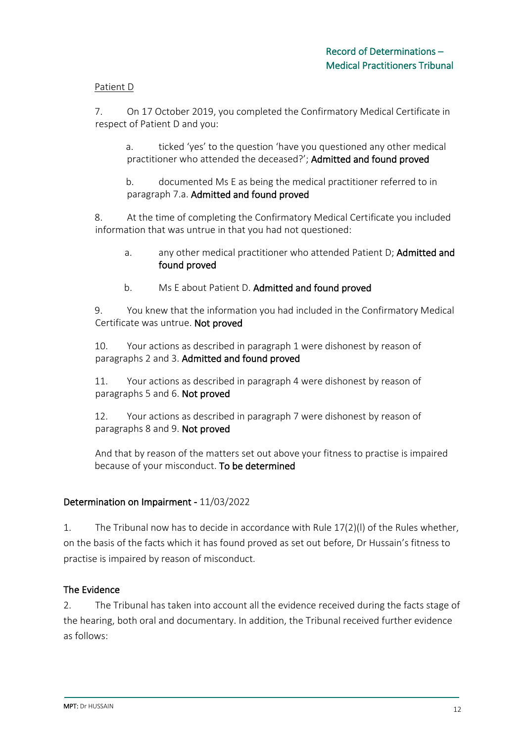Patient D

7. On 17 October 2019, you completed the Confirmatory Medical Certificate in respect of Patient D and you:

a. ticked 'yes' to the question 'have you questioned any other medical practitioner who attended the deceased?'; **Admitted and found proved**

b. documented Ms E as being the medical practitioner referred to in paragraph 7.a. **Admitted and found proved**

8. At the time of completing the Confirmatory Medical Certificate you included information that was untrue in that you had not questioned:

a. any other medical practitioner who attended Patient D; **Admitted and found proved**

b. Ms E about Patient D. **Admitted and found proved**

9. You knew that the information you had included in the Confirmatory Medical Certificate was untrue. **Not proved**

10. Your actions as described in paragraph 1 were dishonest by reason of paragraphs 2 and 3. **Admitted and found proved**

11. Your actions as described in paragraph 4 were dishonest by reason of paragraphs 5 and 6. **Not proved**

12. Your actions as described in paragraph 7 were dishonest by reason of paragraphs 8 and 9. **Not proved**

And that by reason of the matters set out above your fitness to practise is impaired because of your misconduct. **To be determined**

## Determination on Impairment - 11/03/2022

1. The Tribunal now has to decide in accordance with Rule 17(2)(l) of the Rules whether, on the basis of the facts which it has found proved as set out before, Dr Hussain's fitness to practise is impaired by reason of misconduct.

### The Evidence

2. The Tribunal has taken into account all the evidence received during the facts stage of the hearing, both oral and documentary. In addition, the Tribunal received further evidence as follows: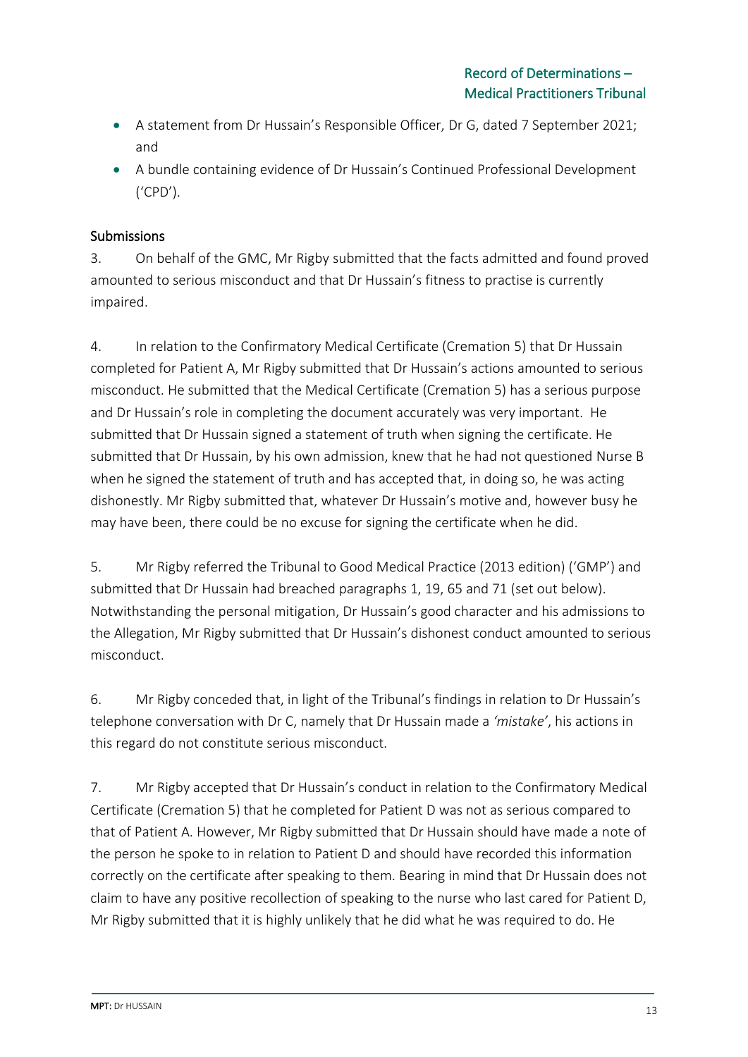- A statement from Dr Hussain's Responsible Officer, Dr G, dated 7 September 2021; and
- A bundle containing evidence of Dr Hussain's Continued Professional Development ('CPD').

## Submissions

3. On behalf of the GMC, Mr Rigby submitted that the facts admitted and found proved amounted to serious misconduct and that Dr Hussain's fitness to practise is currently impaired.

4. In relation to the Confirmatory Medical Certificate (Cremation 5) that Dr Hussain completed for Patient A, Mr Rigby submitted that Dr Hussain's actions amounted to serious misconduct. He submitted that the Medical Certificate (Cremation 5) has a serious purpose and Dr Hussain's role in completing the document accurately was very important. He submitted that Dr Hussain signed a statement of truth when signing the certificate. He submitted that Dr Hussain, by his own admission, knew that he had not questioned Nurse B when he signed the statement of truth and has accepted that, in doing so, he was acting dishonestly. Mr Rigby submitted that, whatever Dr Hussain's motive and, however busy he may have been, there could be no excuse for signing the certificate when he did.

5. Mr Rigby referred the Tribunal to Good Medical Practice (2013 edition) ('GMP') and submitted that Dr Hussain had breached paragraphs 1, 19, 65 and 71 (set out below). Notwithstanding the personal mitigation, Dr Hussain's good character and his admissions to the Allegation, Mr Rigby submitted that Dr Hussain's dishonest conduct amounted to serious misconduct.

6. Mr Rigby conceded that, in light of the Tribunal's findings in relation to Dr Hussain's telephone conversation with Dr C, namely that Dr Hussain made a *'mistake'*, his actions in this regard do not constitute serious misconduct.

7. Mr Rigby accepted that Dr Hussain's conduct in relation to the Confirmatory Medical Certificate (Cremation 5) that he completed for Patient D was not as serious compared to that of Patient A. However, Mr Rigby submitted that Dr Hussain should have made a note of the person he spoke to in relation to Patient D and should have recorded this information correctly on the certificate after speaking to them. Bearing in mind that Dr Hussain does not claim to have any positive recollection of speaking to the nurse who last cared for Patient D, Mr Rigby submitted that it is highly unlikely that he did what he was required to do. He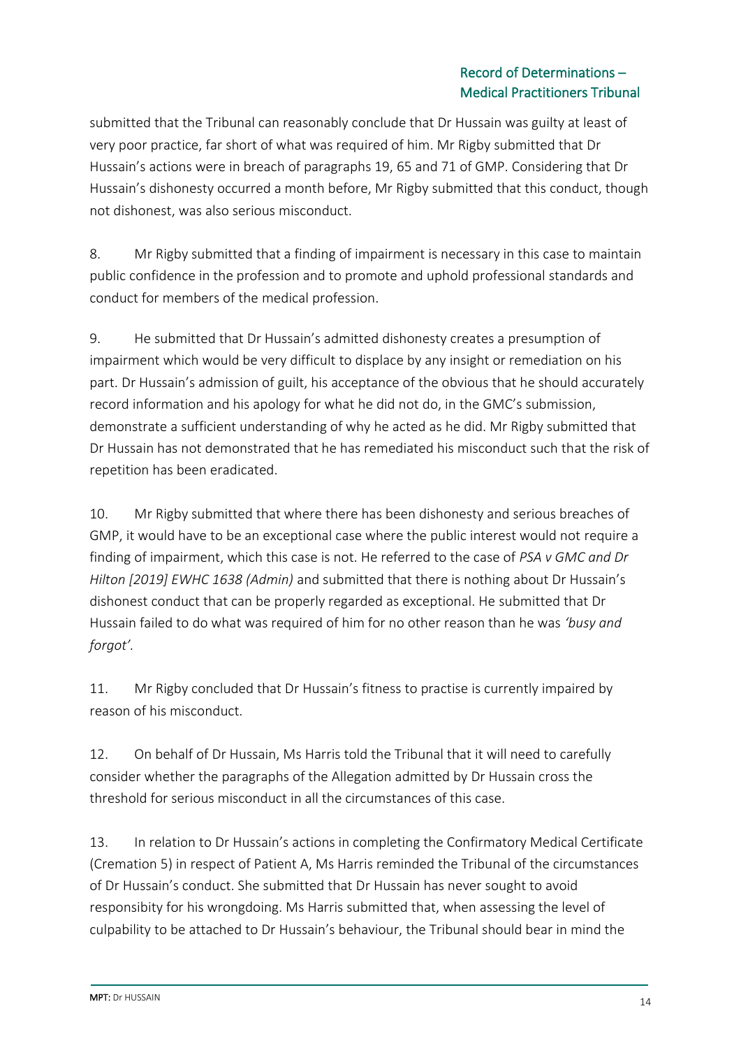submitted that the Tribunal can reasonably conclude that Dr Hussain was guilty at least of very poor practice, far short of what was required of him. Mr Rigby submitted that Dr Hussain's actions were in breach of paragraphs 19, 65 and 71 of GMP. Considering that Dr Hussain's dishonesty occurred a month before, Mr Rigby submitted that this conduct, though not dishonest, was also serious misconduct.

8. Mr Rigby submitted that a finding of impairment is necessary in this case to maintain public confidence in the profession and to promote and uphold professional standards and conduct for members of the medical profession.

9. He submitted that Dr Hussain's admitted dishonesty creates a presumption of impairment which would be very difficult to displace by any insight or remediation on his part. Dr Hussain's admission of guilt, his acceptance of the obvious that he should accurately record information and his apology for what he did not do, in the GMC's submission, demonstrate a sufficient understanding of why he acted as he did. Mr Rigby submitted that Dr Hussain has not demonstrated that he has remediated his misconduct such that the risk of repetition has been eradicated.

10. Mr Rigby submitted that where there has been dishonesty and serious breaches of GMP, it would have to be an exceptional case where the public interest would not require a finding of impairment, which this case is not. He referred to the case of *PSA v GMC and Dr Hilton [2019] EWHC 1638 (Admin)* and submitted that there is nothing about Dr Hussain's dishonest conduct that can be properly regarded as exceptional. He submitted that Dr Hussain failed to do what was required of him for no other reason than he was *'busy and forgot'*.

11. Mr Rigby concluded that Dr Hussain's fitness to practise is currently impaired by reason of his misconduct.

12. On behalf of Dr Hussain, Ms Harris told the Tribunal that it will need to carefully consider whether the paragraphs of the Allegation admitted by Dr Hussain cross the threshold for serious misconduct in all the circumstances of this case.

13. In relation to Dr Hussain's actions in completing the Confirmatory Medical Certificate (Cremation 5) in respect of Patient A, Ms Harris reminded the Tribunal of the circumstances of Dr Hussain's conduct. She submitted that Dr Hussain has never sought to avoid responsibity for his wrongdoing. Ms Harris submitted that, when assessing the level of culpability to be attached to Dr Hussain's behaviour, the Tribunal should bear in mind the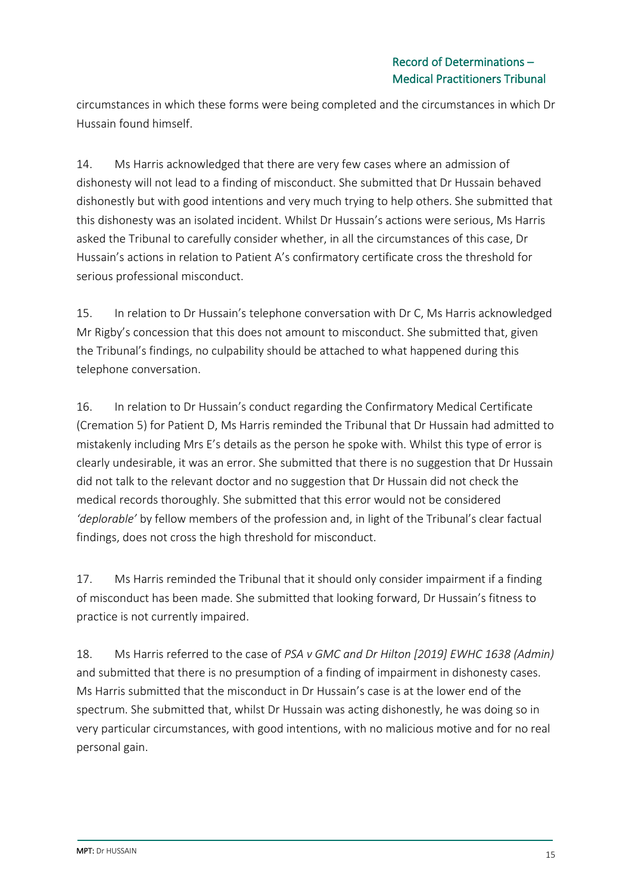circumstances in which these forms were being completed and the circumstances in which Dr Hussain found himself.

14. Ms Harris acknowledged that there are very few cases where an admission of dishonesty will not lead to a finding of misconduct. She submitted that Dr Hussain behaved dishonestly but with good intentions and very much trying to help others. She submitted that this dishonesty was an isolated incident. Whilst Dr Hussain's actions were serious, Ms Harris asked the Tribunal to carefully consider whether, in all the circumstances of this case, Dr Hussain's actions in relation to Patient A's confirmatory certificate cross the threshold for serious professional misconduct.

15. In relation to Dr Hussain's telephone conversation with Dr C, Ms Harris acknowledged Mr Rigby's concession that this does not amount to misconduct. She submitted that, given the Tribunal's findings, no culpability should be attached to what happened during this telephone conversation.

16. In relation to Dr Hussain's conduct regarding the Confirmatory Medical Certificate (Cremation 5) for Patient D, Ms Harris reminded the Tribunal that Dr Hussain had admitted to mistakenly including Mrs E's details as the person he spoke with. Whilst this type of error is clearly undesirable, it was an error. She submitted that there is no suggestion that Dr Hussain did not talk to the relevant doctor and no suggestion that Dr Hussain did not check the medical records thoroughly. She submitted that this error would not be considered *'deplorable'* by fellow members of the profession and, in light of the Tribunal's clear factual findings, does not cross the high threshold for misconduct.

17. Ms Harris reminded the Tribunal that it should only consider impairment if a finding of misconduct has been made. She submitted that looking forward, Dr Hussain's fitness to practice is not currently impaired.

18. Ms Harris referred to the case of *PSA v GMC and Dr Hilton [2019] EWHC 1638 (Admin)* and submitted that there is no presumption of a finding of impairment in dishonesty cases. Ms Harris submitted that the misconduct in Dr Hussain's case is at the lower end of the spectrum. She submitted that, whilst Dr Hussain was acting dishonestly, he was doing so in very particular circumstances, with good intentions, with no malicious motive and for no real personal gain.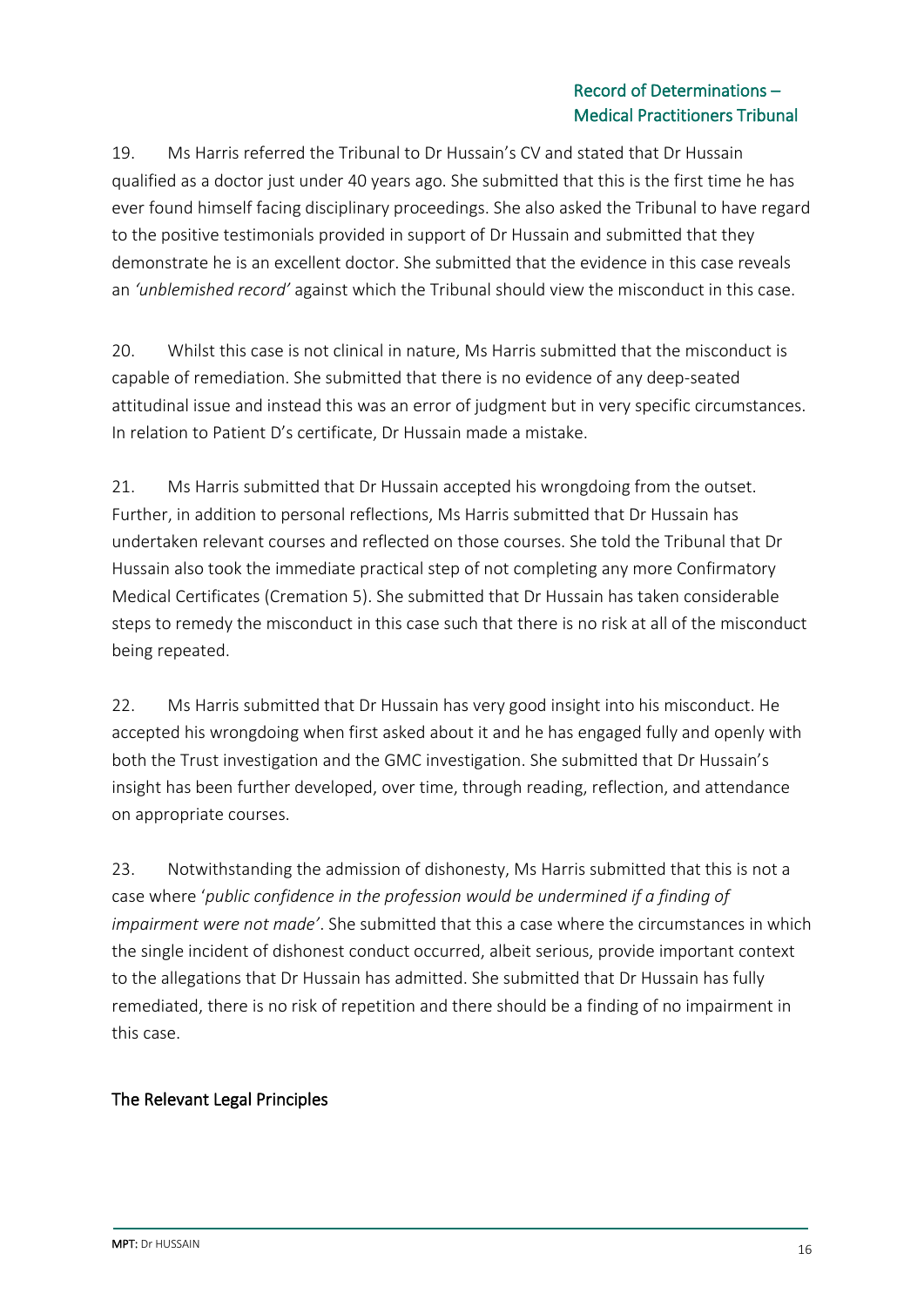19. Ms Harris referred the Tribunal to Dr Hussain's CV and stated that Dr Hussain qualified as a doctor just under 40 years ago. She submitted that this is the first time he has ever found himself facing disciplinary proceedings. She also asked the Tribunal to have regard to the positive testimonials provided in support of Dr Hussain and submitted that they demonstrate he is an excellent doctor. She submitted that the evidence in this case reveals an *'unblemished record'* against which the Tribunal should view the misconduct in this case.

20. Whilst this case is not clinical in nature, Ms Harris submitted that the misconduct is capable of remediation. She submitted that there is no evidence of any deep-seated attitudinal issue and instead this was an error of judgment but in very specific circumstances. In relation to Patient D's certificate, Dr Hussain made a mistake.

21. Ms Harris submitted that Dr Hussain accepted his wrongdoing from the outset. Further, in addition to personal reflections, Ms Harris submitted that Dr Hussain has undertaken relevant courses and reflected on those courses. She told the Tribunal that Dr Hussain also took the immediate practical step of not completing any more Confirmatory Medical Certificates (Cremation 5). She submitted that Dr Hussain has taken considerable steps to remedy the misconduct in this case such that there is no risk at all of the misconduct being repeated.

22. Ms Harris submitted that Dr Hussain has very good insight into his misconduct. He accepted his wrongdoing when first asked about it and he has engaged fully and openly with both the Trust investigation and the GMC investigation. She submitted that Dr Hussain's insight has been further developed, over time, through reading, reflection, and attendance on appropriate courses.

23. Notwithstanding the admission of dishonesty, Ms Harris submitted that this is not a case where '*public confidence in the profession would be undermined if a finding of impairment were not made*'. She submitted that this a case where the circumstances in which the single incident of dishonest conduct occurred, albeit serious, provide important context to the allegations that Dr Hussain has admitted. She submitted that Dr Hussain has fully remediated, there is no risk of repetition and there should be a finding of no impairment in this case.

## The Relevant Legal Principles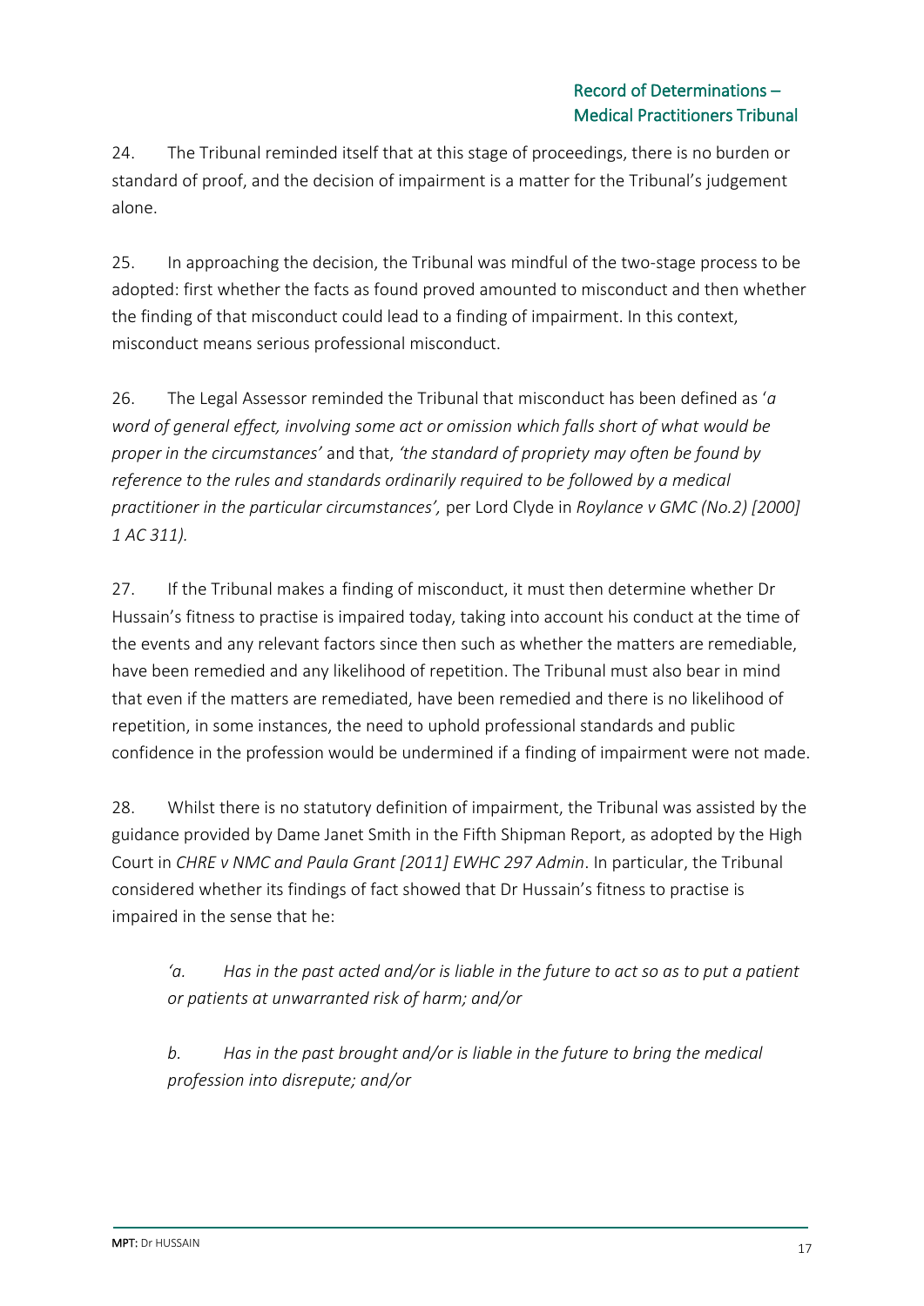24. The Tribunal reminded itself that at this stage of proceedings, there is no burden or standard of proof, and the decision of impairment is a matter for the Tribunal's judgement alone.

25. In approaching the decision, the Tribunal was mindful of the two-stage process to be adopted: first whether the facts as found proved amounted to misconduct and then whether the finding of that misconduct could lead to a finding of impairment. In this context, misconduct means serious professional misconduct.

26. The Legal Assessor reminded the Tribunal that misconduct has been defined as '*a word of general effect, involving some act or omission which falls short of what would be proper in the circumstances'* and that, *'the standard of propriety may often be found by reference to the rules and standards ordinarily required to be followed by a medical practitioner in the particular circumstances',* per Lord Clyde in *Roylance v GMC (No.2) [2000] 1 AC 311).*

27. If the Tribunal makes a finding of misconduct, it must then determine whether Dr Hussain's fitness to practise is impaired today, taking into account his conduct at the time of the events and any relevant factors since then such as whether the matters are remediable, have been remedied and any likelihood of repetition. The Tribunal must also bear in mind that even if the matters are remediated, have been remedied and there is no likelihood of repetition, in some instances, the need to uphold professional standards and public confidence in the profession would be undermined if a finding of impairment were not made.

28. Whilst there is no statutory definition of impairment, the Tribunal was assisted by the guidance provided by Dame Janet Smith in the Fifth Shipman Report, as adopted by the High Court in *CHRE v NMC and Paula Grant [2011] EWHC 297 Admin*. In particular, the Tribunal considered whether its findings of fact showed that Dr Hussain's fitness to practise is impaired in the sense that he:

> *'a. Has in the past acted and/or is liable in the future to act so as to put a patient or patients at unwarranted risk of harm; and/or*
>
> *b. Has in the past brought and/or is liable in the future to bring the medical profession into disrepute; and/or*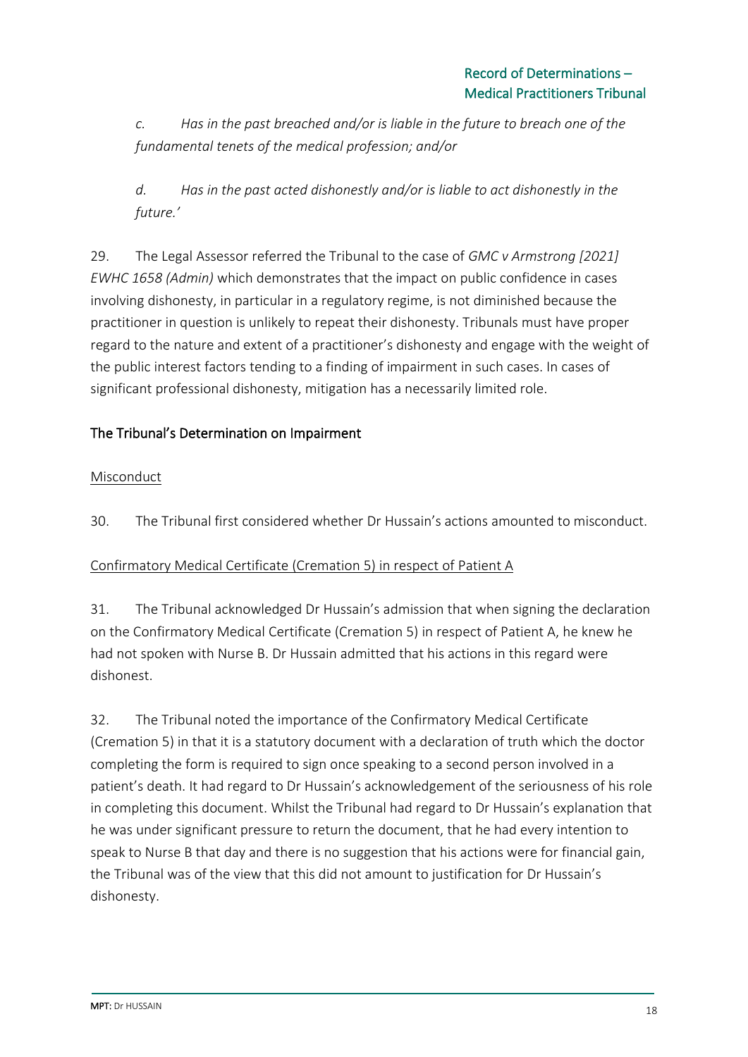*c. Has in the past breached and/or is liable in the future to breach one of the fundamental tenets of the medical profession; and/or*

*d. Has in the past acted dishonestly and/or is liable to act dishonestly in the future.'*

29. The Legal Assessor referred the Tribunal to the case of *GMC v Armstrong [2021] EWHC 1658 (Admin)* which demonstrates that the impact on public confidence in cases involving dishonesty, in particular in a regulatory regime, is not diminished because the practitioner in question is unlikely to repeat their dishonesty. Tribunals must have proper regard to the nature and extent of a practitioner's dishonesty and engage with the weight of the public interest factors tending to a finding of impairment in such cases. In cases of significant professional dishonesty, mitigation has a necessarily limited role.

## The Tribunal's Determination on Impairment

### Misconduct

30. The Tribunal first considered whether Dr Hussain's actions amounted to misconduct.

### Confirmatory Medical Certificate (Cremation 5) in respect of Patient A

31. The Tribunal acknowledged Dr Hussain's admission that when signing the declaration on the Confirmatory Medical Certificate (Cremation 5) in respect of Patient A, he knew he had not spoken with Nurse B. Dr Hussain admitted that his actions in this regard were dishonest.

32. The Tribunal noted the importance of the Confirmatory Medical Certificate (Cremation 5) in that it is a statutory document with a declaration of truth which the doctor completing the form is required to sign once speaking to a second person involved in a patient's death. It had regard to Dr Hussain's acknowledgement of the seriousness of his role in completing this document. Whilst the Tribunal had regard to Dr Hussain's explanation that he was under significant pressure to return the document, that he had every intention to speak to Nurse B that day and there is no suggestion that his actions were for financial gain, the Tribunal was of the view that this did not amount to justification for Dr Hussain's dishonesty.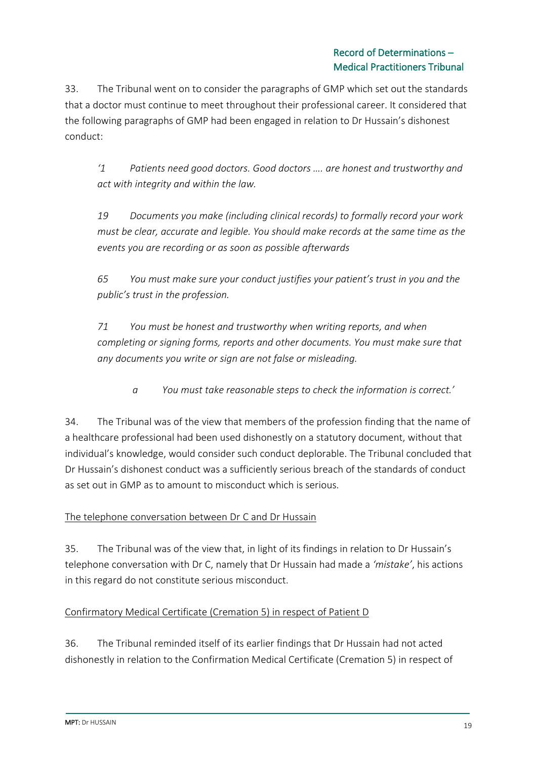33. The Tribunal went on to consider the paragraphs of GMP which set out the standards that a doctor must continue to meet throughout their professional career. It considered that the following paragraphs of GMP had been engaged in relation to Dr Hussain's dishonest conduct:

> *'1 Patients need good doctors. Good doctors …. are honest and trustworthy and act with integrity and within the law.*
>
> *19 Documents you make (including clinical records) to formally record your work must be clear, accurate and legible. You should make records at the same time as the events you are recording or as soon as possible afterwards*
>
> *65 You must make sure your conduct justifies your patient's trust in you and the public's trust in the profession.*
>
> *71 You must be honest and trustworthy when writing reports, and when completing or signing forms, reports and other documents. You must make sure that any documents you write or sign are not false or misleading.*
>
> > *a You must take reasonable steps to check the information is correct.'*

34. The Tribunal was of the view that members of the profession finding that the name of a healthcare professional had been used dishonestly on a statutory document, without that individual's knowledge, would consider such conduct deplorable. The Tribunal concluded that Dr Hussain's dishonest conduct was a sufficiently serious breach of the standards of conduct as set out in GMP as to amount to misconduct which is serious.

<u>The telephone conversation between Dr C and Dr Hussain</u>

35. The Tribunal was of the view that, in light of its findings in relation to Dr Hussain's telephone conversation with Dr C, namely that Dr Hussain had made a *'mistake'*, his actions in this regard do not constitute serious misconduct.

<u>Confirmatory Medical Certificate (Cremation 5) in respect of Patient D</u>

36. The Tribunal reminded itself of its earlier findings that Dr Hussain had not acted dishonestly in relation to the Confirmation Medical Certificate (Cremation 5) in respect of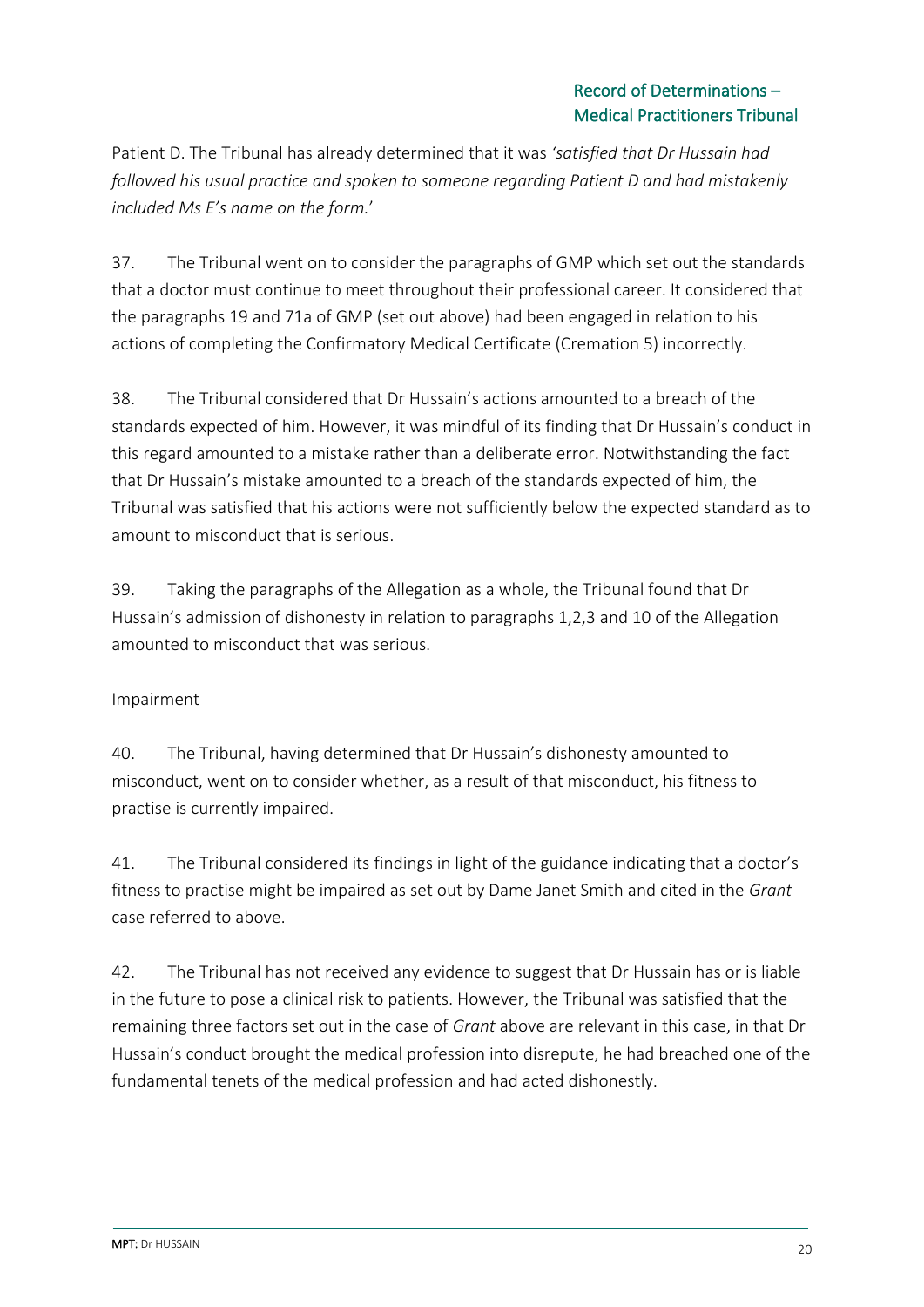Patient D. The Tribunal has already determined that it was *'satisfied that Dr Hussain had followed his usual practice and spoken to someone regarding Patient D and had mistakenly included Ms E's name on the form.*'

37. The Tribunal went on to consider the paragraphs of GMP which set out the standards that a doctor must continue to meet throughout their professional career. It considered that the paragraphs 19 and 71a of GMP (set out above) had been engaged in relation to his actions of completing the Confirmatory Medical Certificate (Cremation 5) incorrectly.

38. The Tribunal considered that Dr Hussain's actions amounted to a breach of the standards expected of him. However, it was mindful of its finding that Dr Hussain's conduct in this regard amounted to a mistake rather than a deliberate error. Notwithstanding the fact that Dr Hussain's mistake amounted to a breach of the standards expected of him, the Tribunal was satisfied that his actions were not sufficiently below the expected standard as to amount to misconduct that is serious.

39. Taking the paragraphs of the Allegation as a whole, the Tribunal found that Dr Hussain's admission of dishonesty in relation to paragraphs 1,2,3 and 10 of the Allegation amounted to misconduct that was serious.

<u>Impairment</u>

40. The Tribunal, having determined that Dr Hussain's dishonesty amounted to misconduct, went on to consider whether, as a result of that misconduct, his fitness to practise is currently impaired.

41. The Tribunal considered its findings in light of the guidance indicating that a doctor's fitness to practise might be impaired as set out by Dame Janet Smith and cited in the *Grant* case referred to above.

42. The Tribunal has not received any evidence to suggest that Dr Hussain has or is liable in the future to pose a clinical risk to patients. However, the Tribunal was satisfied that the remaining three factors set out in the case of *Grant* above are relevant in this case, in that Dr Hussain's conduct brought the medical profession into disrepute, he had breached one of the fundamental tenets of the medical profession and had acted dishonestly.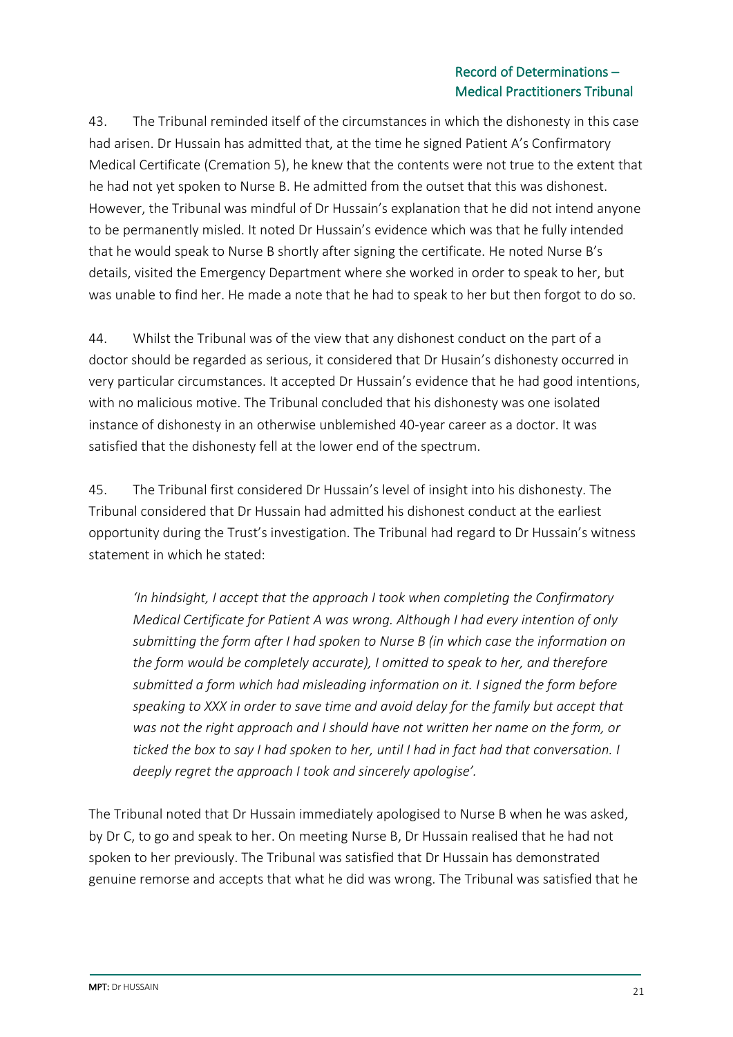43. The Tribunal reminded itself of the circumstances in which the dishonesty in this case had arisen. Dr Hussain has admitted that, at the time he signed Patient A's Confirmatory Medical Certificate (Cremation 5), he knew that the contents were not true to the extent that he had not yet spoken to Nurse B. He admitted from the outset that this was dishonest. However, the Tribunal was mindful of Dr Hussain's explanation that he did not intend anyone to be permanently misled. It noted Dr Hussain's evidence which was that he fully intended that he would speak to Nurse B shortly after signing the certificate. He noted Nurse B's details, visited the Emergency Department where she worked in order to speak to her, but was unable to find her. He made a note that he had to speak to her but then forgot to do so.

44. Whilst the Tribunal was of the view that any dishonest conduct on the part of a doctor should be regarded as serious, it considered that Dr Husain's dishonesty occurred in very particular circumstances. It accepted Dr Hussain's evidence that he had good intentions, with no malicious motive. The Tribunal concluded that his dishonesty was one isolated instance of dishonesty in an otherwise unblemished 40-year career as a doctor. It was satisfied that the dishonesty fell at the lower end of the spectrum.

45. The Tribunal first considered Dr Hussain's level of insight into his dishonesty. The Tribunal considered that Dr Hussain had admitted his dishonest conduct at the earliest opportunity during the Trust's investigation. The Tribunal had regard to Dr Hussain's witness statement in which he stated:

> *'In hindsight, I accept that the approach I took when completing the Confirmatory Medical Certificate for Patient A was wrong. Although I had every intention of only submitting the form after I had spoken to Nurse B (in which case the information on the form would be completely accurate), I omitted to speak to her, and therefore submitted a form which had misleading information on it. I signed the form before speaking to XXX in order to save time and avoid delay for the family but accept that was not the right approach and I should have not written her name on the form, or ticked the box to say I had spoken to her, until I had in fact had that conversation. I deeply regret the approach I took and sincerely apologise'.*

The Tribunal noted that Dr Hussain immediately apologised to Nurse B when he was asked, by Dr C, to go and speak to her. On meeting Nurse B, Dr Hussain realised that he had not spoken to her previously. The Tribunal was satisfied that Dr Hussain has demonstrated genuine remorse and accepts that what he did was wrong. The Tribunal was satisfied that he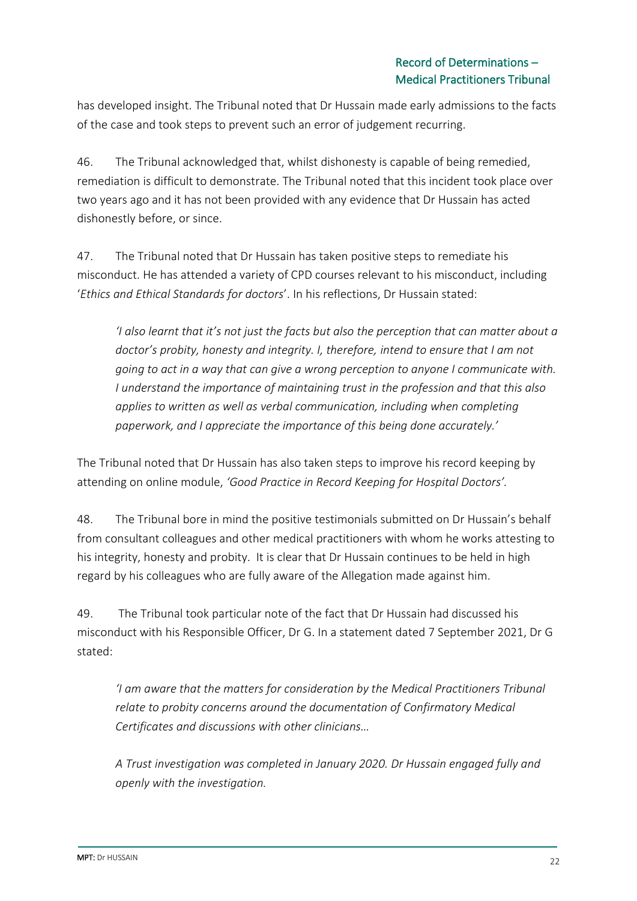has developed insight. The Tribunal noted that Dr Hussain made early admissions to the facts of the case and took steps to prevent such an error of judgement recurring.

46. The Tribunal acknowledged that, whilst dishonesty is capable of being remedied, remediation is difficult to demonstrate. The Tribunal noted that this incident took place over two years ago and it has not been provided with any evidence that Dr Hussain has acted dishonestly before, or since.

47. The Tribunal noted that Dr Hussain has taken positive steps to remediate his misconduct. He has attended a variety of CPD courses relevant to his misconduct, including '*Ethics and Ethical Standards for doctors*'. In his reflections, Dr Hussain stated:

> *'I also learnt that it's not just the facts but also the perception that can matter about a doctor's probity, honesty and integrity. I, therefore, intend to ensure that I am not going to act in a way that can give a wrong perception to anyone I communicate with. I understand the importance of maintaining trust in the profession and that this also applies to written as well as verbal communication, including when completing paperwork, and I appreciate the importance of this being done accurately.'*

The Tribunal noted that Dr Hussain has also taken steps to improve his record keeping by attending on online module, *'Good Practice in Record Keeping for Hospital Doctors'.*

48. The Tribunal bore in mind the positive testimonials submitted on Dr Hussain's behalf from consultant colleagues and other medical practitioners with whom he works attesting to his integrity, honesty and probity. It is clear that Dr Hussain continues to be held in high regard by his colleagues who are fully aware of the Allegation made against him.

49. The Tribunal took particular note of the fact that Dr Hussain had discussed his misconduct with his Responsible Officer, Dr G. In a statement dated 7 September 2021, Dr G stated:

> *'I am aware that the matters for consideration by the Medical Practitioners Tribunal relate to probity concerns around the documentation of Confirmatory Medical Certificates and discussions with other clinicians…*
>
> *A Trust investigation was completed in January 2020. Dr Hussain engaged fully and openly with the investigation.*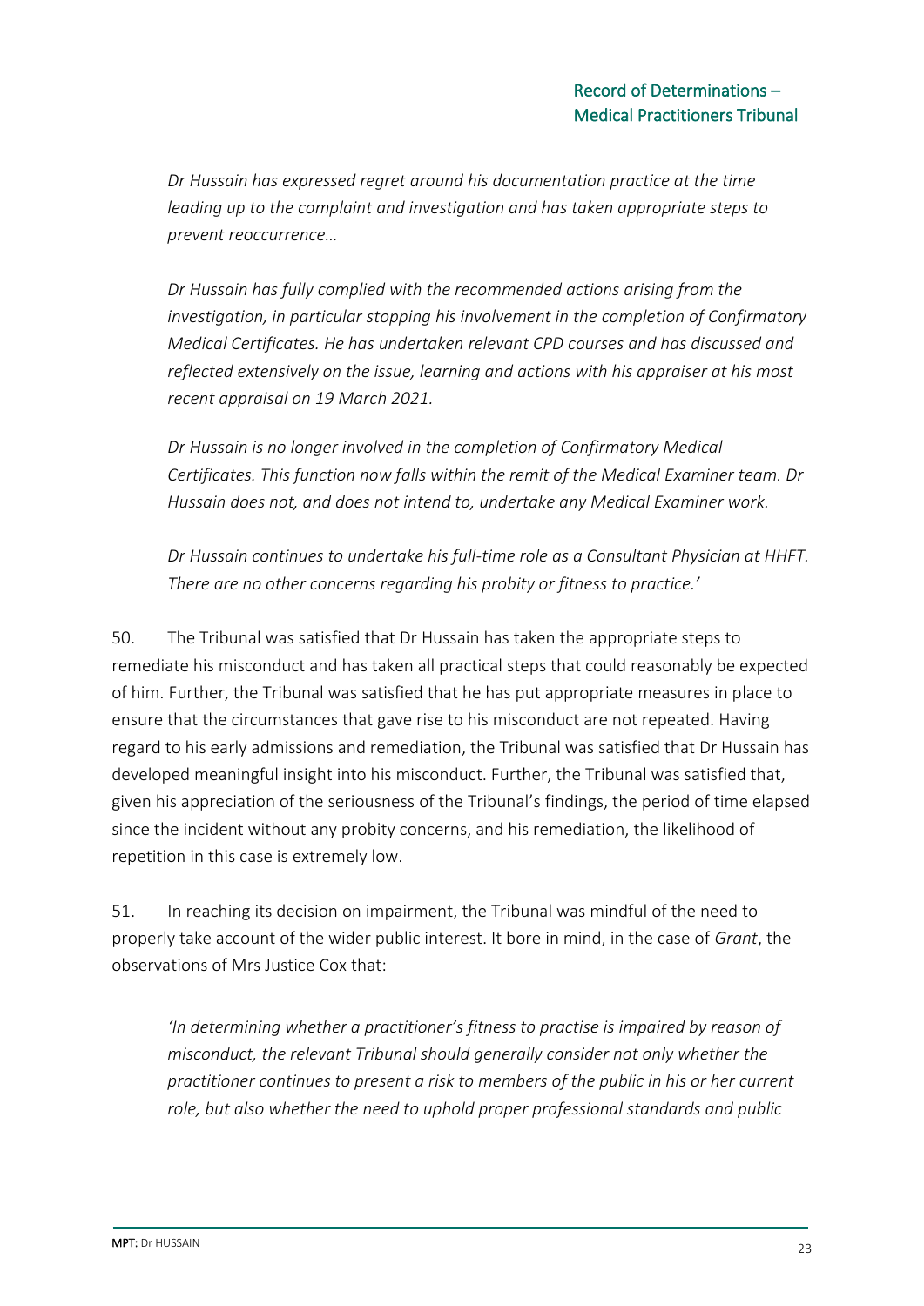*Dr Hussain has expressed regret around his documentation practice at the time leading up to the complaint and investigation and has taken appropriate steps to prevent reoccurrence…*

*Dr Hussain has fully complied with the recommended actions arising from the investigation, in particular stopping his involvement in the completion of Confirmatory Medical Certificates. He has undertaken relevant CPD courses and has discussed and reflected extensively on the issue, learning and actions with his appraiser at his most recent appraisal on 19 March 2021.*

*Dr Hussain is no longer involved in the completion of Confirmatory Medical Certificates. This function now falls within the remit of the Medical Examiner team. Dr Hussain does not, and does not intend to, undertake any Medical Examiner work.*

*Dr Hussain continues to undertake his full-time role as a Consultant Physician at HHFT. There are no other concerns regarding his probity or fitness to practice.'*

50. The Tribunal was satisfied that Dr Hussain has taken the appropriate steps to remediate his misconduct and has taken all practical steps that could reasonably be expected of him. Further, the Tribunal was satisfied that he has put appropriate measures in place to ensure that the circumstances that gave rise to his misconduct are not repeated. Having regard to his early admissions and remediation, the Tribunal was satisfied that Dr Hussain has developed meaningful insight into his misconduct. Further, the Tribunal was satisfied that, given his appreciation of the seriousness of the Tribunal's findings, the period of time elapsed since the incident without any probity concerns, and his remediation, the likelihood of repetition in this case is extremely low.

51. In reaching its decision on impairment, the Tribunal was mindful of the need to properly take account of the wider public interest. It bore in mind, in the case of *Grant*, the observations of Mrs Justice Cox that:

*'In determining whether a practitioner's fitness to practise is impaired by reason of misconduct, the relevant Tribunal should generally consider not only whether the practitioner continues to present a risk to members of the public in his or her current role, but also whether the need to uphold proper professional standards and public*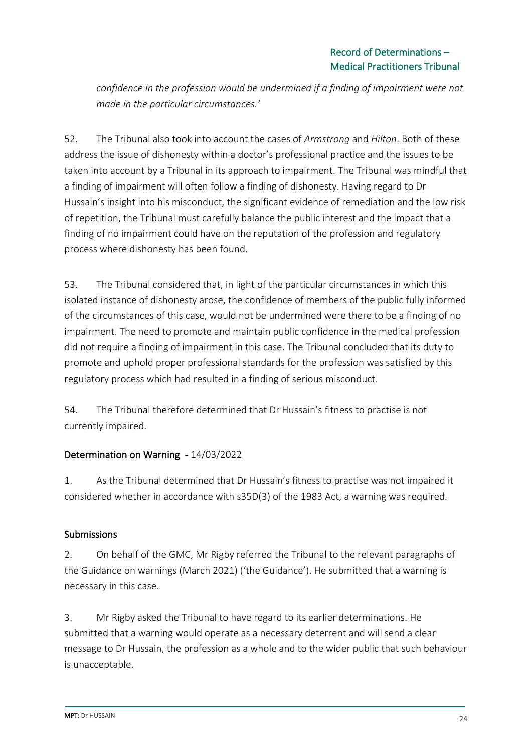*confidence in the profession would be undermined if a finding of impairment were not made in the particular circumstances.'*

52. The Tribunal also took into account the cases of *Armstrong* and *Hilton*. Both of these address the issue of dishonesty within a doctor's professional practice and the issues to be taken into account by a Tribunal in its approach to impairment. The Tribunal was mindful that a finding of impairment will often follow a finding of dishonesty. Having regard to Dr Hussain's insight into his misconduct, the significant evidence of remediation and the low risk of repetition, the Tribunal must carefully balance the public interest and the impact that a finding of no impairment could have on the reputation of the profession and regulatory process where dishonesty has been found.

53. The Tribunal considered that, in light of the particular circumstances in which this isolated instance of dishonesty arose, the confidence of members of the public fully informed of the circumstances of this case, would not be undermined were there to be a finding of no impairment. The need to promote and maintain public confidence in the medical profession did not require a finding of impairment in this case. The Tribunal concluded that its duty to promote and uphold proper professional standards for the profession was satisfied by this regulatory process which had resulted in a finding of serious misconduct.

54. The Tribunal therefore determined that Dr Hussain's fitness to practise is not currently impaired.

## Determination on Warning - 14/03/2022

1. As the Tribunal determined that Dr Hussain's fitness to practise was not impaired it considered whether in accordance with s35D(3) of the 1983 Act, a warning was required.

### Submissions

2. On behalf of the GMC, Mr Rigby referred the Tribunal to the relevant paragraphs of the Guidance on warnings (March 2021) ('the Guidance'). He submitted that a warning is necessary in this case.

3. Mr Rigby asked the Tribunal to have regard to its earlier determinations. He submitted that a warning would operate as a necessary deterrent and will send a clear message to Dr Hussain, the profession as a whole and to the wider public that such behaviour is unacceptable.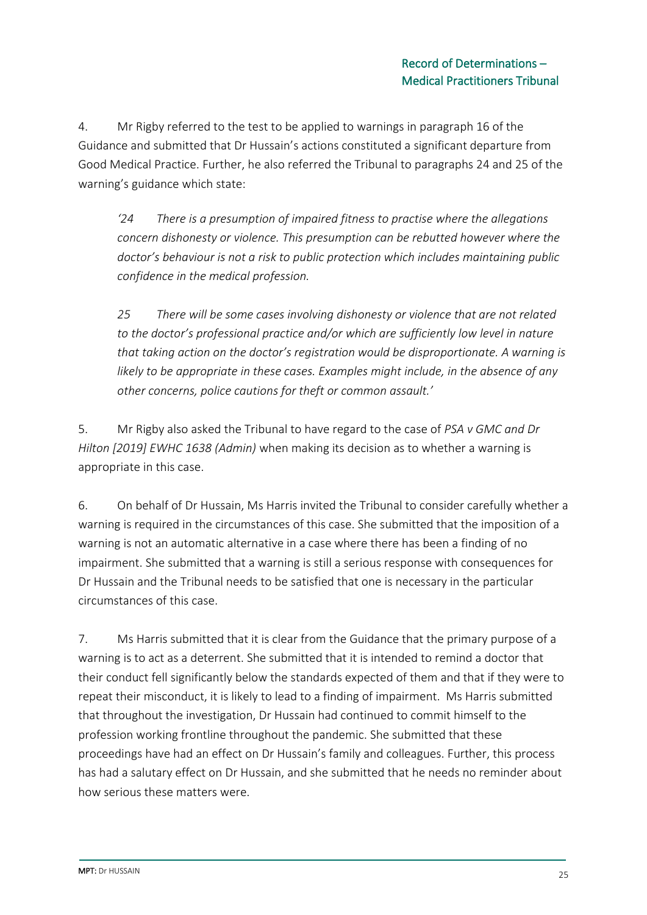4. Mr Rigby referred to the test to be applied to warnings in paragraph 16 of the Guidance and submitted that Dr Hussain's actions constituted a significant departure from Good Medical Practice. Further, he also referred the Tribunal to paragraphs 24 and 25 of the warning's guidance which state:

> *'24 There is a presumption of impaired fitness to practise where the allegations concern dishonesty or violence. This presumption can be rebutted however where the doctor's behaviour is not a risk to public protection which includes maintaining public confidence in the medical profession.*
>
> *25 There will be some cases involving dishonesty or violence that are not related to the doctor's professional practice and/or which are sufficiently low level in nature that taking action on the doctor's registration would be disproportionate. A warning is likely to be appropriate in these cases. Examples might include, in the absence of any other concerns, police cautions for theft or common assault.'*

5. Mr Rigby also asked the Tribunal to have regard to the case of *PSA v GMC and Dr Hilton [2019] EWHC 1638 (Admin)* when making its decision as to whether a warning is appropriate in this case.

6. On behalf of Dr Hussain, Ms Harris invited the Tribunal to consider carefully whether a warning is required in the circumstances of this case. She submitted that the imposition of a warning is not an automatic alternative in a case where there has been a finding of no impairment. She submitted that a warning is still a serious response with consequences for Dr Hussain and the Tribunal needs to be satisfied that one is necessary in the particular circumstances of this case.

7. Ms Harris submitted that it is clear from the Guidance that the primary purpose of a warning is to act as a deterrent. She submitted that it is intended to remind a doctor that their conduct fell significantly below the standards expected of them and that if they were to repeat their misconduct, it is likely to lead to a finding of impairment. Ms Harris submitted that throughout the investigation, Dr Hussain had continued to commit himself to the profession working frontline throughout the pandemic. She submitted that these proceedings have had an effect on Dr Hussain's family and colleagues. Further, this process has had a salutary effect on Dr Hussain, and she submitted that he needs no reminder about how serious these matters were.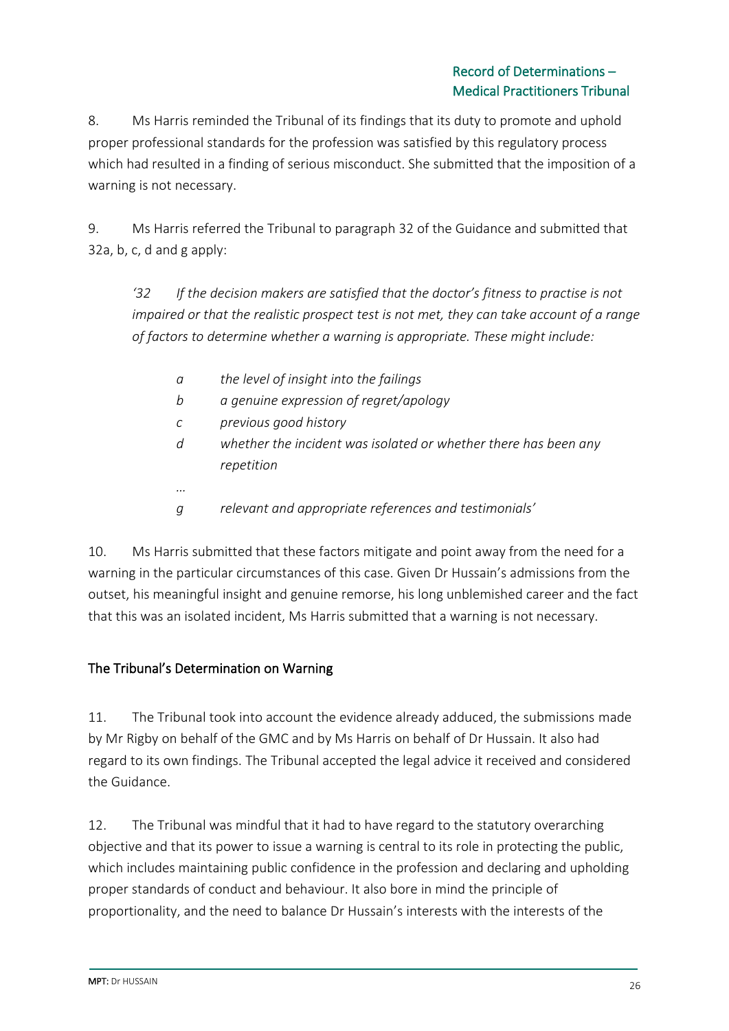8. Ms Harris reminded the Tribunal of its findings that its duty to promote and uphold proper professional standards for the profession was satisfied by this regulatory process which had resulted in a finding of serious misconduct. She submitted that the imposition of a warning is not necessary.

9. Ms Harris referred the Tribunal to paragraph 32 of the Guidance and submitted that 32a, b, c, d and g apply:

> *'32 If the decision makers are satisfied that the doctor's fitness to practise is not impaired or that the realistic prospect test is not met, they can take account of a range of factors to determine whether a warning is appropriate. These might include:*
>
> *a the level of insight into the failings*
>
> *b a genuine expression of regret/apology*
>
> *c previous good history*
>
> *d whether the incident was isolated or whether there has been any repetition*
>
> *…*
>
> *g relevant and appropriate references and testimonials'*

10. Ms Harris submitted that these factors mitigate and point away from the need for a warning in the particular circumstances of this case. Given Dr Hussain's admissions from the outset, his meaningful insight and genuine remorse, his long unblemished career and the fact that this was an isolated incident, Ms Harris submitted that a warning is not necessary.

## The Tribunal's Determination on Warning

11. The Tribunal took into account the evidence already adduced, the submissions made by Mr Rigby on behalf of the GMC and by Ms Harris on behalf of Dr Hussain. It also had regard to its own findings. The Tribunal accepted the legal advice it received and considered the Guidance.

12. The Tribunal was mindful that it had to have regard to the statutory overarching objective and that its power to issue a warning is central to its role in protecting the public, which includes maintaining public confidence in the profession and declaring and upholding proper standards of conduct and behaviour. It also bore in mind the principle of proportionality, and the need to balance Dr Hussain's interests with the interests of the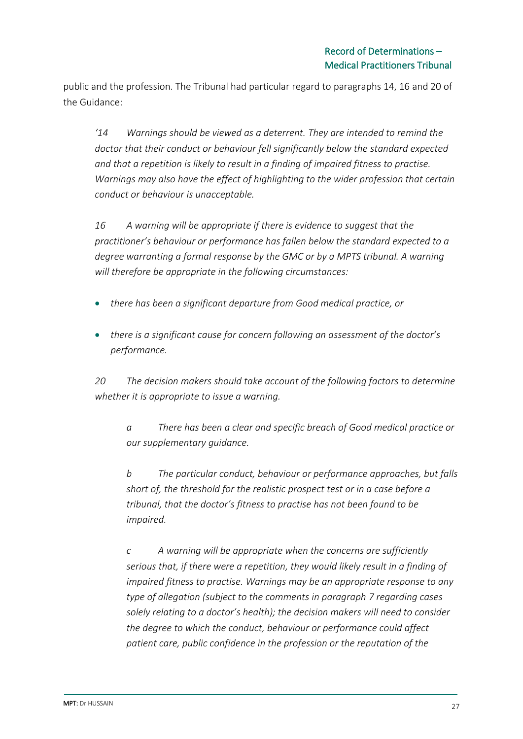public and the profession. The Tribunal had particular regard to paragraphs 14, 16 and 20 of the Guidance:

> *'14 Warnings should be viewed as a deterrent. They are intended to remind the doctor that their conduct or behaviour fell significantly below the standard expected and that a repetition is likely to result in a finding of impaired fitness to practise. Warnings may also have the effect of highlighting to the wider profession that certain conduct or behaviour is unacceptable.*
>
> *16 A warning will be appropriate if there is evidence to suggest that the practitioner's behaviour or performance has fallen below the standard expected to a degree warranting a formal response by the GMC or by a MPTS tribunal. A warning will therefore be appropriate in the following circumstances:*
>
> - *there has been a significant departure from Good medical practice, or*
> - *there is a significant cause for concern following an assessment of the doctor's performance.*
>
> *20 The decision makers should take account of the following factors to determine whether it is appropriate to issue a warning.*
>
> > *a There has been a clear and specific breach of Good medical practice or our supplementary guidance.*
> >
> > *b The particular conduct, behaviour or performance approaches, but falls short of, the threshold for the realistic prospect test or in a case before a tribunal, that the doctor's fitness to practise has not been found to be impaired.*
> >
> > *c A warning will be appropriate when the concerns are sufficiently serious that, if there were a repetition, they would likely result in a finding of impaired fitness to practise. Warnings may be an appropriate response to any type of allegation (subject to the comments in paragraph 7 regarding cases solely relating to a doctor's health); the decision makers will need to consider the degree to which the conduct, behaviour or performance could affect patient care, public confidence in the profession or the reputation of the*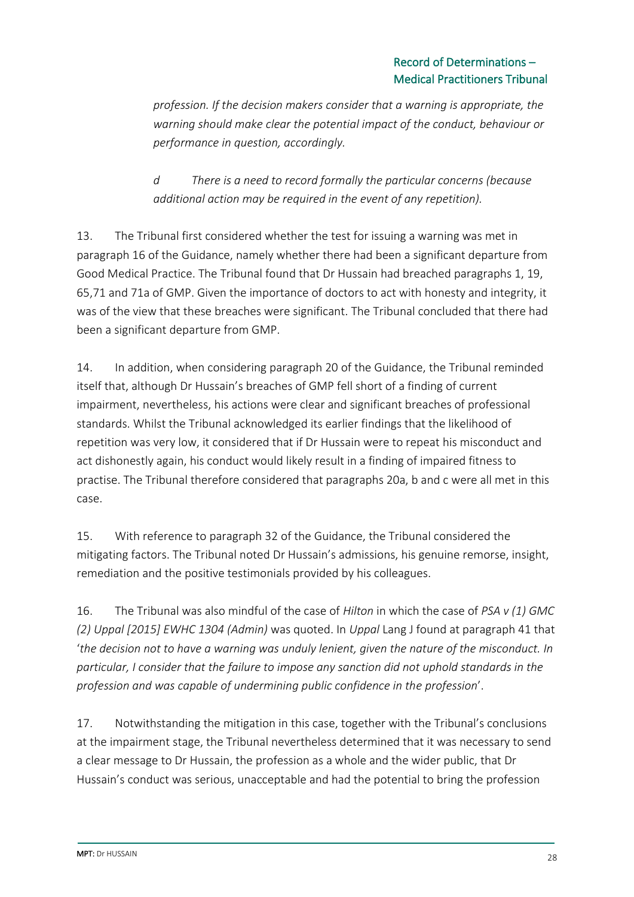*profession. If the decision makers consider that a warning is appropriate, the warning should make clear the potential impact of the conduct, behaviour or performance in question, accordingly.*

*d There is a need to record formally the particular concerns (because additional action may be required in the event of any repetition).*

13. The Tribunal first considered whether the test for issuing a warning was met in paragraph 16 of the Guidance, namely whether there had been a significant departure from Good Medical Practice. The Tribunal found that Dr Hussain had breached paragraphs 1, 19, 65,71 and 71a of GMP. Given the importance of doctors to act with honesty and integrity, it was of the view that these breaches were significant. The Tribunal concluded that there had been a significant departure from GMP.

14. In addition, when considering paragraph 20 of the Guidance, the Tribunal reminded itself that, although Dr Hussain's breaches of GMP fell short of a finding of current impairment, nevertheless, his actions were clear and significant breaches of professional standards. Whilst the Tribunal acknowledged its earlier findings that the likelihood of repetition was very low, it considered that if Dr Hussain were to repeat his misconduct and act dishonestly again, his conduct would likely result in a finding of impaired fitness to practise. The Tribunal therefore considered that paragraphs 20a, b and c were all met in this case.

15. With reference to paragraph 32 of the Guidance, the Tribunal considered the mitigating factors. The Tribunal noted Dr Hussain's admissions, his genuine remorse, insight, remediation and the positive testimonials provided by his colleagues.

16. The Tribunal was also mindful of the case of *Hilton* in which the case of *PSA v (1) GMC (2) Uppal [2015] EWHC 1304 (Admin)* was quoted. In *Uppal* Lang J found at paragraph 41 that '*the decision not to have a warning was unduly lenient, given the nature of the misconduct. In particular, I consider that the failure to impose any sanction did not uphold standards in the profession and was capable of undermining public confidence in the profession*'.

17. Notwithstanding the mitigation in this case, together with the Tribunal's conclusions at the impairment stage, the Tribunal nevertheless determined that it was necessary to send a clear message to Dr Hussain, the profession as a whole and the wider public, that Dr Hussain's conduct was serious, unacceptable and had the potential to bring the profession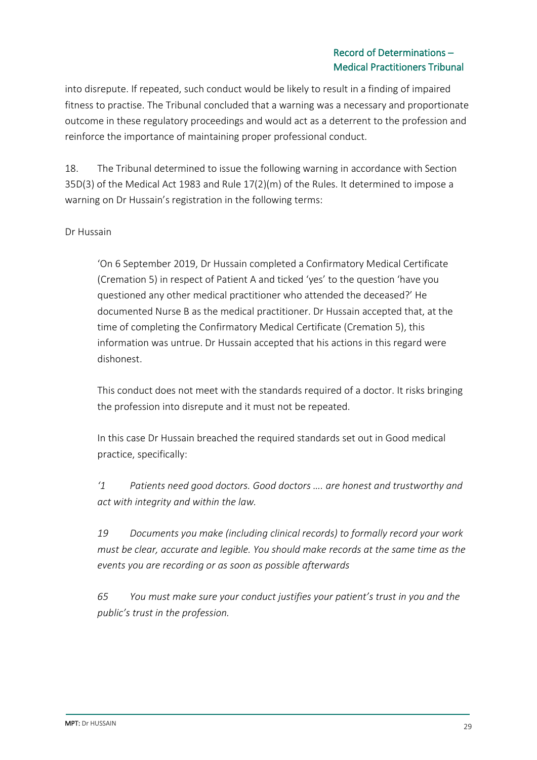into disrepute. If repeated, such conduct would be likely to result in a finding of impaired fitness to practise. The Tribunal concluded that a warning was a necessary and proportionate outcome in these regulatory proceedings and would act as a deterrent to the profession and reinforce the importance of maintaining proper professional conduct.

18. The Tribunal determined to issue the following warning in accordance with Section 35D(3) of the Medical Act 1983 and Rule 17(2)(m) of the Rules. It determined to impose a warning on Dr Hussain's registration in the following terms:

Dr Hussain

> 'On 6 September 2019, Dr Hussain completed a Confirmatory Medical Certificate (Cremation 5) in respect of Patient A and ticked 'yes' to the question 'have you questioned any other medical practitioner who attended the deceased?' He documented Nurse B as the medical practitioner. Dr Hussain accepted that, at the time of completing the Confirmatory Medical Certificate (Cremation 5), this information was untrue. Dr Hussain accepted that his actions in this regard were dishonest.
>
> This conduct does not meet with the standards required of a doctor. It risks bringing the profession into disrepute and it must not be repeated.
>
> In this case Dr Hussain breached the required standards set out in Good medical practice, specifically:
>
> *'1 Patients need good doctors. Good doctors …. are honest and trustworthy and act with integrity and within the law.*
>
> *19 Documents you make (including clinical records) to formally record your work must be clear, accurate and legible. You should make records at the same time as the events you are recording or as soon as possible afterwards*
>
> *65 You must make sure your conduct justifies your patient's trust in you and the public's trust in the profession.*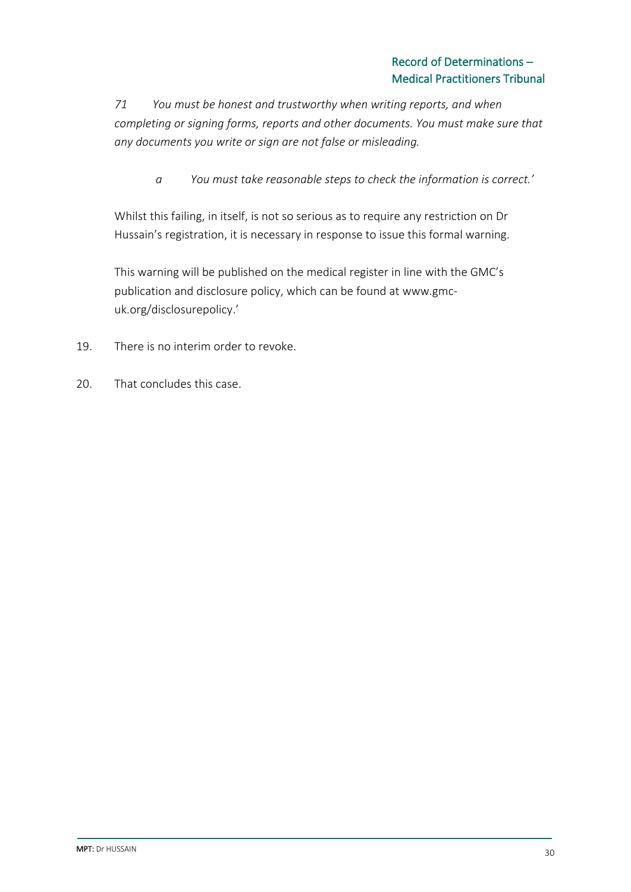*71 You must be honest and trustworthy when writing reports, and when completing or signing forms, reports and other documents. You must make sure that any documents you write or sign are not false or misleading.*

*a You must take reasonable steps to check the information is correct.'*

Whilst this failing, in itself, is not so serious as to require any restriction on Dr Hussain's registration, it is necessary in response to issue this formal warning.

This warning will be published on the medical register in line with the GMC's publication and disclosure policy, which can be found at www.gmc-uk.org/disclosurepolicy.'

19. There is no interim order to revoke.

20. That concludes this case.